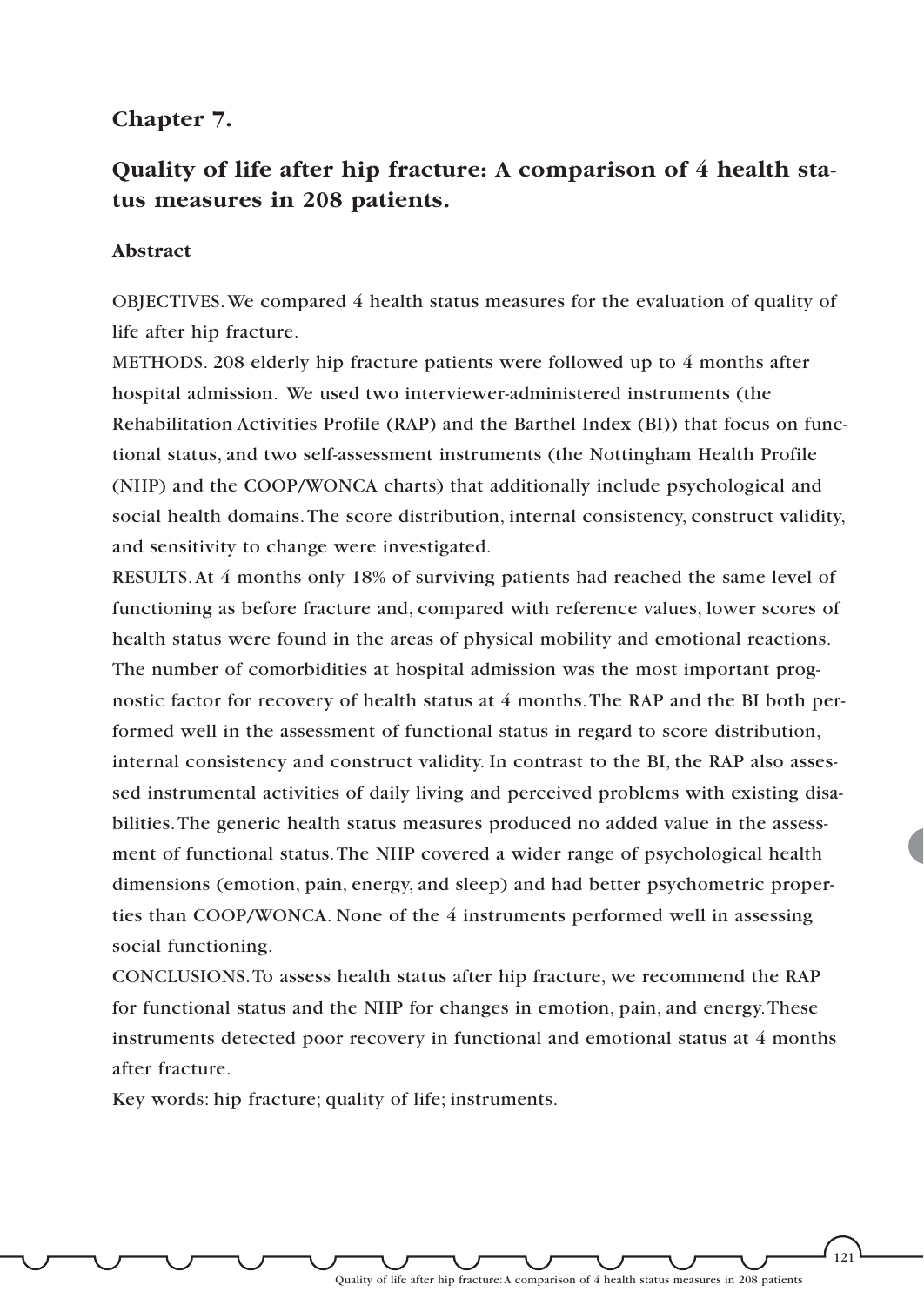# Chapter 7.

## Quality of life after hip fracture: A comparison of 4 health status measures in 208 patients.

### Abstract

OBJECTIVES. We compared 4 health status measures for the evaluation of quality of life after hip fracture.

METHODS. 208 elderly hip fracture patients were followed up to 4 months after hospital admission. We used two interviewer-administered instruments (the Rehabilitation Activities Profile (RAP) and the Barthel Index (BI)) that focus on functional status, and two self-assessment instruments (the Nottingham Health Profile (NHP) and the COOP/WONCA charts) that additionally include psychological and social health domains. The score distribution, internal consistency, construct validity, and sensitivity to change were investigated.

RESULTS. At 4 months only 18% of surviving patients had reached the same level of functioning as before fracture and, compared with reference values, lower scores of health status were found in the areas of physical mobility and emotional reactions. The number of comorbidities at hospital admission was the most important prognostic factor for recovery of health status at 4 months. The RAP and the BI both performed well in the assessment of functional status in regard to score distribution, internal consistency and construct validity. In contrast to the BI, the RAP also assessed instrumental activities of daily living and perceived problems with existing disabilities. The generic health status measures produced no added value in the assessment of functional status. The NHP covered a wider range of psychological health dimensions (emotion, pain, energy, and sleep) and had better psychometric properties than COOP/WONCA. None of the 4 instruments performed well in assessing social functioning.

CONCLUSIONS. To assess health status after hip fracture, we recommend the RAP for functional status and the NHP for changes in emotion, pain, and energy. These instruments detected poor recovery in functional and emotional status at 4 months after fracture.

Key words: hip fracture; quality of life; instruments.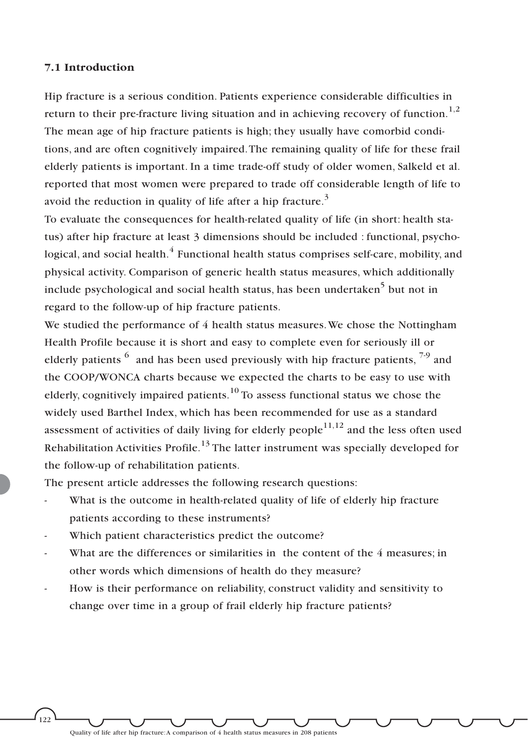## 7.1 Introduction

Hip fracture is a serious condition. Patients experience considerable difficulties in return to their pre-fracture living situation and in achieving recovery of function.[1,2] The mean age of hip fracture patients is high; they usually have comorbid conditions, and are often cognitively impaired. The remaining quality of life for these frail elderly patients is important. In a time trade-off study of older women, Salkeld et al. reported that most women were prepared to trade off considerable length of life to avoid the reduction in quality of life after a hip fracture.[3]

To evaluate the consequences for health-related quality of life (in short: health status) after hip fracture at least 3 dimensions should be included : functional, psychological, and social health.[4] Functional health status comprises self-care, mobility, and physical activity. Comparison of generic health status measures, which additionally include psychological and social health status, has been undertaken[5] but not in regard to the follow-up of hip fracture patients.

We studied the performance of 4 health status measures. We chose the Nottingham Health Profile because it is short and easy to complete even for seriously ill or elderly patients [6] and has been used previously with hip fracture patients, [7-9] and the COOP/WONCA charts because we expected the charts to be easy to use with elderly, cognitively impaired patients.[10] To assess functional status we chose the widely used Barthel Index, which has been recommended for use as a standard assessment of activities of daily living for elderly people[11,12] and the less often used Rehabilitation Activities Profile.[13] The latter instrument was specially developed for the follow-up of rehabilitation patients.

The present article addresses the following research questions:

- What is the outcome in health-related quality of life of elderly hip fracture patients according to these instruments?
- Which patient characteristics predict the outcome?
- What are the differences or similarities in the content of the 4 measures; in other words which dimensions of health do they measure?
- How is their performance on reliability, construct validity and sensitivity to change over time in a group of frail elderly hip fracture patients?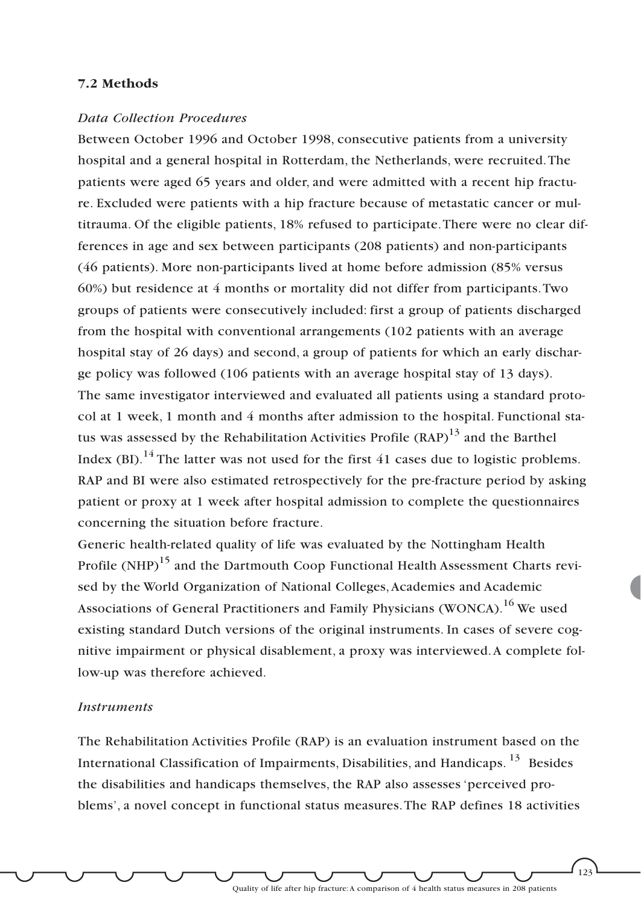## 7.2 Methods

*Data Collection Procedures*

Between October 1996 and October 1998, consecutive patients from a university hospital and a general hospital in Rotterdam, the Netherlands, were recruited. The patients were aged 65 years and older, and were admitted with a recent hip fracture. Excluded were patients with a hip fracture because of metastatic cancer or multitrauma. Of the eligible patients, 18% refused to participate. There were no clear differences in age and sex between participants (208 patients) and non-participants (46 patients). More non-participants lived at home before admission (85% versus 60%) but residence at 4 months or mortality did not differ from participants. Two groups of patients were consecutively included: first a group of patients discharged from the hospital with conventional arrangements (102 patients with an average hospital stay of 26 days) and second, a group of patients for which an early discharge policy was followed (106 patients with an average hospital stay of 13 days).

The same investigator interviewed and evaluated all patients using a standard protocol at 1 week, 1 month and 4 months after admission to the hospital. Functional status was assessed by the Rehabilitation Activities Profile (RAP)[13] and the Barthel Index (BI).[14] The latter was not used for the first 41 cases due to logistic problems. RAP and BI were also estimated retrospectively for the pre-fracture period by asking patient or proxy at 1 week after hospital admission to complete the questionnaires concerning the situation before fracture.

Generic health-related quality of life was evaluated by the Nottingham Health Profile (NHP)[15] and the Dartmouth Coop Functional Health Assessment Charts revised by the World Organization of National Colleges, Academies and Academic Associations of General Practitioners and Family Physicians (WONCA).[16] We used existing standard Dutch versions of the original instruments. In cases of severe cognitive impairment or physical disablement, a proxy was interviewed. A complete follow-up was therefore achieved.

*Instruments*

The Rehabilitation Activities Profile (RAP) is an evaluation instrument based on the International Classification of Impairments, Disabilities, and Handicaps.[13] Besides the disabilities and handicaps themselves, the RAP also assesses 'perceived problems', a novel concept in functional status measures. The RAP defines 18 activities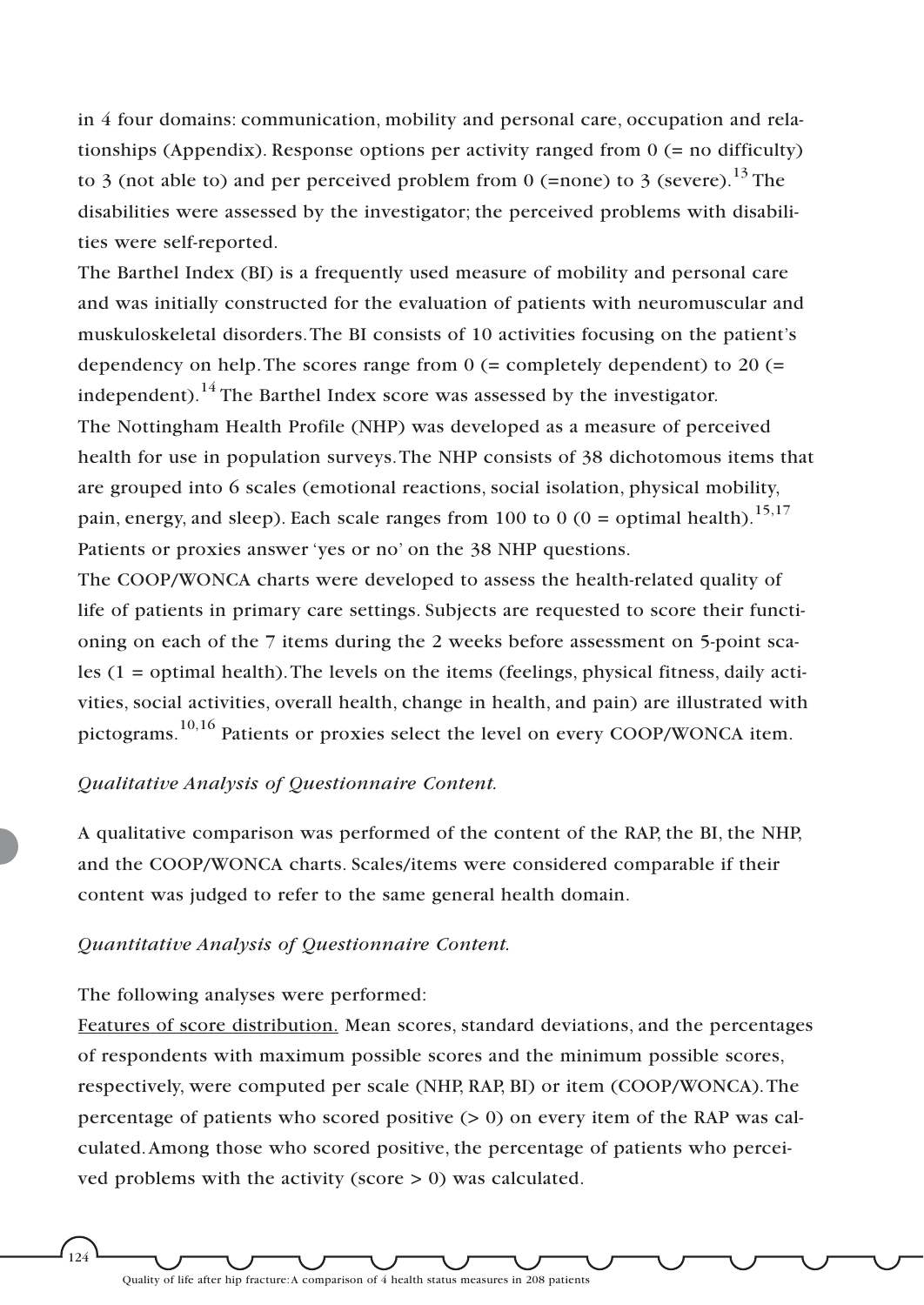in 4 four domains: communication, mobility and personal care, occupation and relationships (Appendix). Response options per activity ranged from 0 (= no difficulty) to 3 (not able to) and per perceived problem from 0 (=none) to 3 (severe).[13] The disabilities were assessed by the investigator; the perceived problems with disabilities were self-reported.

The Barthel Index (BI) is a frequently used measure of mobility and personal care and was initially constructed for the evaluation of patients with neuromuscular and muskuloskeletal disorders. The BI consists of 10 activities focusing on the patient's dependency on help. The scores range from 0 (= completely dependent) to 20 (= independent).[14] The Barthel Index score was assessed by the investigator.

The Nottingham Health Profile (NHP) was developed as a measure of perceived health for use in population surveys. The NHP consists of 38 dichotomous items that are grouped into 6 scales (emotional reactions, social isolation, physical mobility, pain, energy, and sleep). Each scale ranges from 100 to 0 (0 = optimal health).[15,17] Patients or proxies answer 'yes or no' on the 38 NHP questions.

The COOP/WONCA charts were developed to assess the health-related quality of life of patients in primary care settings. Subjects are requested to score their functioning on each of the 7 items during the 2 weeks before assessment on 5-point scales (1 = optimal health). The levels on the items (feelings, physical fitness, daily activities, social activities, overall health, change in health, and pain) are illustrated with pictograms.[10,16] Patients or proxies select the level on every COOP/WONCA item.

*Qualitative Analysis of Questionnaire Content.*

A qualitative comparison was performed of the content of the RAP, the BI, the NHP, and the COOP/WONCA charts. Scales/items were considered comparable if their content was judged to refer to the same general health domain.

*Quantitative Analysis of Questionnaire Content.*

The following analyses were performed:

Features of score distribution. Mean scores, standard deviations, and the percentages of respondents with maximum possible scores and the minimum possible scores, respectively, were computed per scale (NHP, RAP, BI) or item (COOP/WONCA). The percentage of patients who scored positive (> 0) on every item of the RAP was calculated. Among those who scored positive, the percentage of patients who perceived problems with the activity (score > 0) was calculated.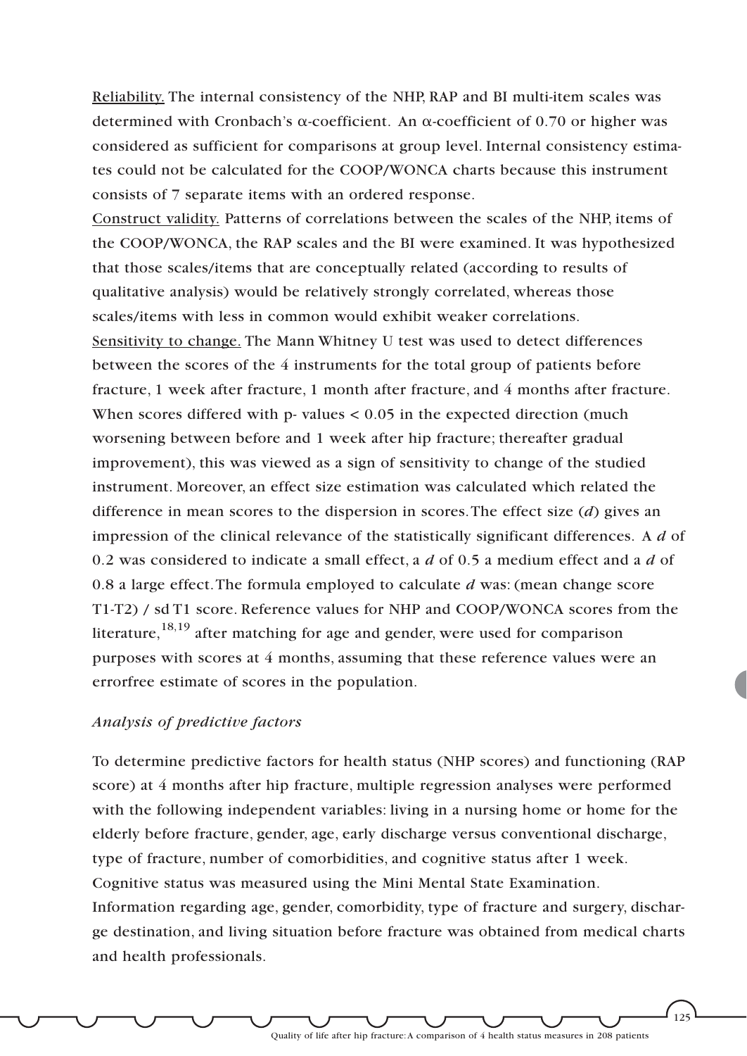Reliability. The internal consistency of the NHP, RAP and BI multi-item scales was determined with Cronbach's α-coefficient. An α-coefficient of 0.70 or higher was considered as sufficient for comparisons at group level. Internal consistency estimates could not be calculated for the COOP/WONCA charts because this instrument consists of 7 separate items with an ordered response.

Construct validity. Patterns of correlations between the scales of the NHP, items of the COOP/WONCA, the RAP scales and the BI were examined. It was hypothesized that those scales/items that are conceptually related (according to results of qualitative analysis) would be relatively strongly correlated, whereas those scales/items with less in common would exhibit weaker correlations.

Sensitivity to change. The Mann Whitney U test was used to detect differences between the scores of the 4 instruments for the total group of patients before fracture, 1 week after fracture, 1 month after fracture, and 4 months after fracture. When scores differed with p- values < 0.05 in the expected direction (much worsening between before and 1 week after hip fracture; thereafter gradual improvement), this was viewed as a sign of sensitivity to change of the studied instrument. Moreover, an effect size estimation was calculated which related the difference in mean scores to the dispersion in scores. The effect size (***d***) gives an impression of the clinical relevance of the statistically significant differences. A ***d*** of 0.2 was considered to indicate a small effect, a ***d*** of 0.5 a medium effect and a ***d*** of 0.8 a large effect. The formula employed to calculate ***d*** was: (mean change score T1-T2) / sd T1 score. Reference values for NHP and COOP/WONCA scores from the literature,[18,19] after matching for age and gender, were used for comparison purposes with scores at 4 months, assuming that these reference values were an errorfree estimate of scores in the population.

*Analysis of predictive factors*

To determine predictive factors for health status (NHP scores) and functioning (RAP score) at 4 months after hip fracture, multiple regression analyses were performed with the following independent variables: living in a nursing home or home for the elderly before fracture, gender, age, early discharge versus conventional discharge, type of fracture, number of comorbidities, and cognitive status after 1 week. Cognitive status was measured using the Mini Mental State Examination. Information regarding age, gender, comorbidity, type of fracture and surgery, discharge destination, and living situation before fracture was obtained from medical charts and health professionals.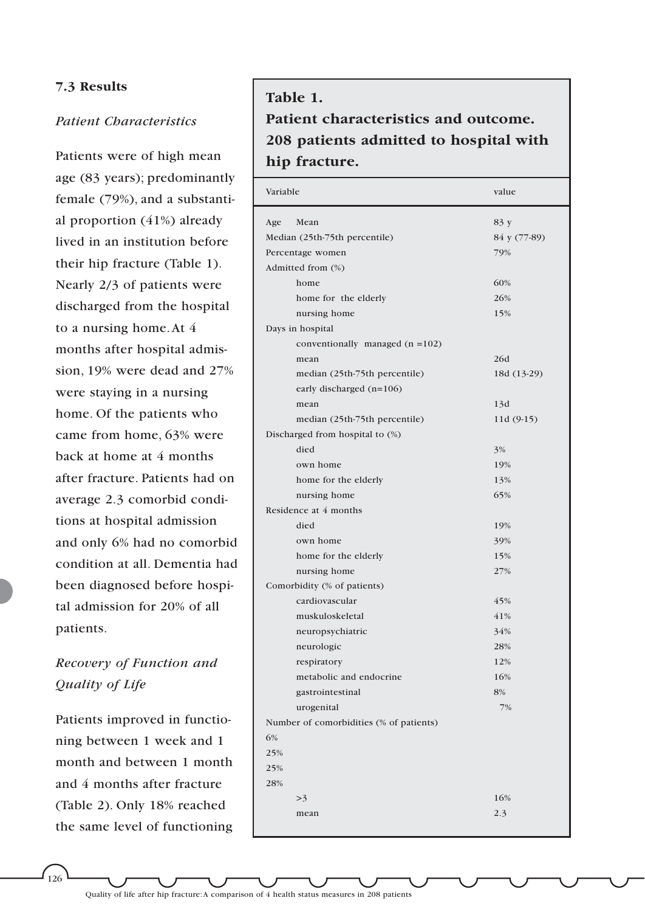### 7.3 Results

*Patient Characteristics*

Patients were of high mean age (83 years); predominantly female (79%), and a substantial proportion (41%) already lived in an institution before their hip fracture (Table 1). Nearly 2/3 of patients were discharged from the hospital to a nursing home. At 4 months after hospital admission, 19% were dead and 27% were staying in a nursing home. Of the patients who came from home, 63% were back at home at 4 months after fracture. Patients had on average 2.3 comorbid conditions at hospital admission and only 6% had no comorbid condition at all. Dementia had been diagnosed before hospital admission for 20% of all patients.

**Table 1.**
**Patient characteristics and outcome. 208 patients admitted to hospital with hip fracture.**

| Variable | value |
|---|---|
| Age Mean | 83 y |
| Median (25th-75th percentile) | 84 y (77-89) |
| Percentage women | 79% |
| Admitted from (%) | |
| home | 60% |
| home for the elderly | 26% |
| nursing home | 15% |
| Days in hospital | |
| conventionally managed (n =102) | |
| mean | 26d |
| median (25th-75th percentile) | 18d (13-29) |
| early discharged (n=106) | |
| mean | 13d |
| median (25th-75th percentile) | 11d (9-15) |
| Discharged from hospital to (%) | |
| died | 3% |
| own home | 19% |
| home for the elderly | 13% |
| nursing home | 65% |
| Residence at 4 months | |
| died | 19% |
| own home | 39% |
| home for the elderly | 15% |
| nursing home | 27% |
| Comorbidity (% of patients) | |
| cardiovascular | 45% |
| muskuloskeletal | 41% |
| neuropsychiatric | 34% |
| neurologic | 28% |
| respiratory | 12% |
| metabolic and endocrine | 16% |
| gastrointestinal | 8% |
| urogenital | 7% |
| Number of comorbidities (% of patients) | |
| 6% | |
| 25% | |
| 25% | |
| 28% | |
| >3 | 16% |
| mean | 2.3 |

*Recovery of Function and Quality of Life*

Patients improved in functioning between 1 week and 1 month and between 1 month and 4 months after fracture (Table 2). Only 18% reached the same level of functioning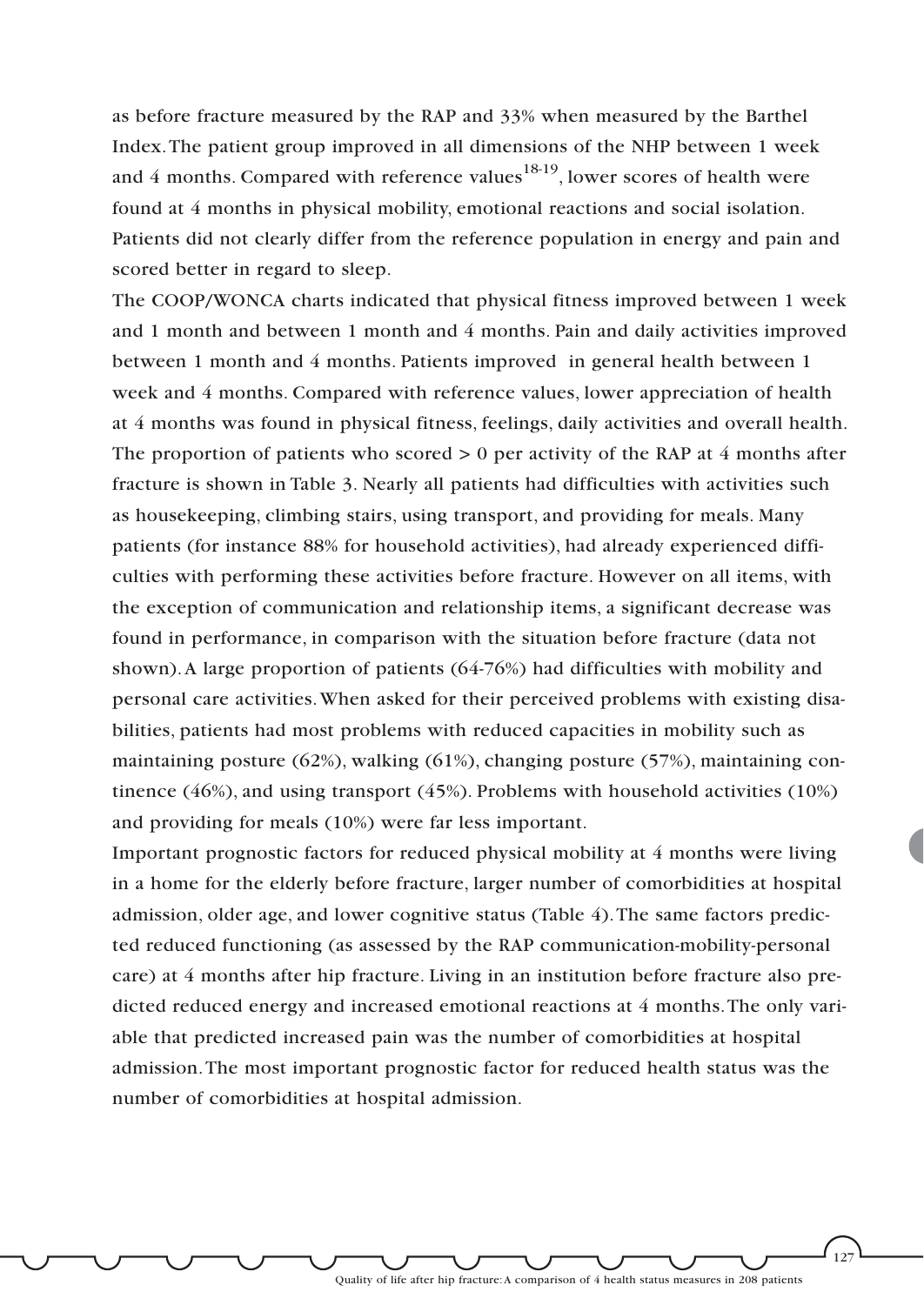as before fracture measured by the RAP and 33% when measured by the Barthel Index. The patient group improved in all dimensions of the NHP between 1 week and 4 months. Compared with reference values[18-19], lower scores of health were found at 4 months in physical mobility, emotional reactions and social isolation. Patients did not clearly differ from the reference population in energy and pain and scored better in regard to sleep.

The COOP/WONCA charts indicated that physical fitness improved between 1 week and 1 month and between 1 month and 4 months. Pain and daily activities improved between 1 month and 4 months. Patients improved in general health between 1 week and 4 months. Compared with reference values, lower appreciation of health at 4 months was found in physical fitness, feelings, daily activities and overall health. The proportion of patients who scored > 0 per activity of the RAP at 4 months after fracture is shown in Table 3. Nearly all patients had difficulties with activities such as housekeeping, climbing stairs, using transport, and providing for meals. Many patients (for instance 88% for household activities), had already experienced difficulties with performing these activities before fracture. However on all items, with the exception of communication and relationship items, a significant decrease was found in performance, in comparison with the situation before fracture (data not shown). A large proportion of patients (64-76%) had difficulties with mobility and personal care activities. When asked for their perceived problems with existing disabilities, patients had most problems with reduced capacities in mobility such as maintaining posture (62%), walking (61%), changing posture (57%), maintaining continence (46%), and using transport (45%). Problems with household activities (10%) and providing for meals (10%) were far less important.

Important prognostic factors for reduced physical mobility at 4 months were living in a home for the elderly before fracture, larger number of comorbidities at hospital admission, older age, and lower cognitive status (Table 4). The same factors predicted reduced functioning (as assessed by the RAP communication-mobility-personal care) at 4 months after hip fracture. Living in an institution before fracture also predicted reduced energy and increased emotional reactions at 4 months. The only variable that predicted increased pain was the number of comorbidities at hospital admission. The most important prognostic factor for reduced health status was the number of comorbidities at hospital admission.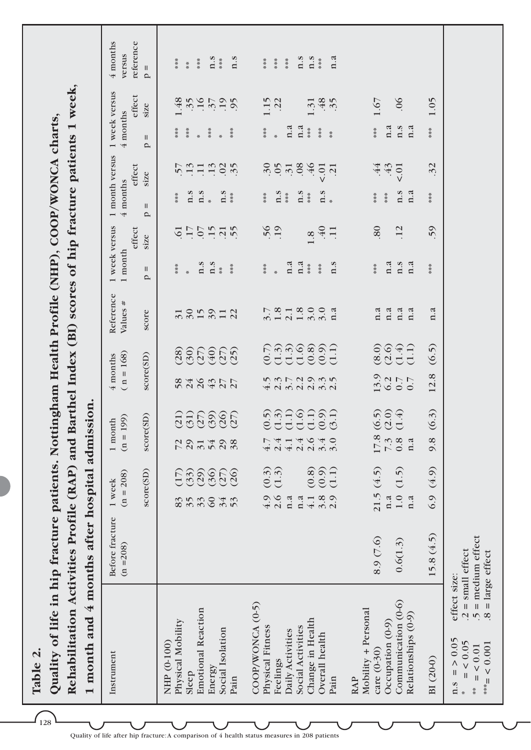## Table 2.

**Quality of life in hip fracture patients. Nottingham Health Profile (NHP), COOP/WONCA charts, Rehabilitation Activities Profile (RAP) and Barthel Index (BI) scores of hip fracture patients 1 week, 1 month and 4 months after hospital admission.**

| Instrument | Before fracture (n =208) | 1 week (n = 208) | 1 month (n = 199) | 4 months ( n = 168) | Reference Values # | 1 week versus 1 month | | 1 month versus 4 months | | 1 week versus 4 months | | 4 months versus reference |
|---|---|---|---|---|---|---|---|---|---|---|---|---|
| | | score(SD) | score(SD) | score(SD) | score | p = | effect size | p = | effect size | p = | effect size | p = |
| **NHP (0-100)** | | | | | | | | | | | | |
| Physical Mobility | | 83 (17) | 72 (21) | 58 (28) | 31 | *** | .61 | *** | .57 | *** | 1.48 | *** |
| Sleep | | 35 (33) | 29 (31) | 24 (30) | 30 | * | .17 | n.s | .13 | *** | .35 | ** |
| Emotional Reaction | | 33 (29) | 31 (27) | 26 (27) | 15 | n.s | .07 | n.s | .11 | * | .16 | *** |
| Energy | | 60 (36) | 54 (39) | 43 (40) | 39 | n.s | .15 | * | .13 | *** | .37 | n.s |
| Social Isolation | | 34 (27) | 29 (26) | 27 (27) | 11 | ** | .21 | n.s | .02 | * | .19 | *** |
| Pain | | 53 (26) | 38 (27) | 27 (25) | 22 | *** | .55 | *** | .35 | *** | .95 | n.s |
| **COOP/WONCA (0-5)** | | | | | | | | | | | | |
| Physical Fitness | | 4.9 (0.3) | 4.7 (0.5) | 4.5 (0.7) | 3.7 | *** | .56 | *** | .30 | *** | 1.15 | *** |
| Feelings | | 2.6 (1.3) | 2.4 (1.3) | 2.3 (1.3) | 1.8 | * | .19 | n.s | .05 | * | .22 | *** |
| Daily Activities | | n.a | 4.1 (1.1) | 3.7 (1.3) | 2.1 | n.a | | *** | .31 | n.a | | *** |
| Social Activities | | n.a | 2.4 (1.6) | 2.2 (1.6) | 1.8 | n.a | | n.s | .08 | n.a | | n.s |
| Change in Health | | 4.1 (0.8) | 2.6 (1.1) | 2.9 (0.8) | 3.0 | *** | 1.8 | *** | .46 | *** | 1.31 | n.s |
| Overall health | | 3.8 (0.9) | 3.4 (0.9) | 3.3 (0.9) | 3.0 | *** | .40 | n.s | <.01 | *** | .48 | *** |
| Pain | | 2.9 (1.1) | 3.0 (3.1) | 2.5 (1.1) | n.a | n.s | .11 | * | .21 | ** | .35 | n.a |
| **RAP** | | | | | | | | | | | | |
| Mobility + Personal care (0-30) | 8.9 (7.6) | 21.5 (4.5) | 17.8 (6.5) | 13.9 (8.0) | n.a | *** | .80 | *** | .44 | *** | 1.67 | |
| Occupation (0-9) | | n.a | 7.3 (2.0) | 6.2 (2.6) | n.a | n.a | | *** | .43 | n.a | | |
| Communication (0-6) | 0.6(1.3) | 1.0 (1.5) | 0.8 (1.4) | 0.7 (1.4) | n.a | n.s | .12 | n.s | <.01 | n.s | .06 | |
| Relationships (0-9) | | n.a | n.a | 0.7 (1.1) | n.a | n.a | | n.a | | n.a | | |
| **BI (20-0)** | 15.8 (4.5) | 6.9 (4.9) | 9.8 (6.3) | 12.8 (6.5) | n.a | *** | .59 | *** | .32 | *** | 1.05 | |

n.s = > 0.05
\* = < 0.05
\** = < 0.01
\*** = < 0.001

effect size:
.2 = small effect
.5 = medium effect
.8 = large effect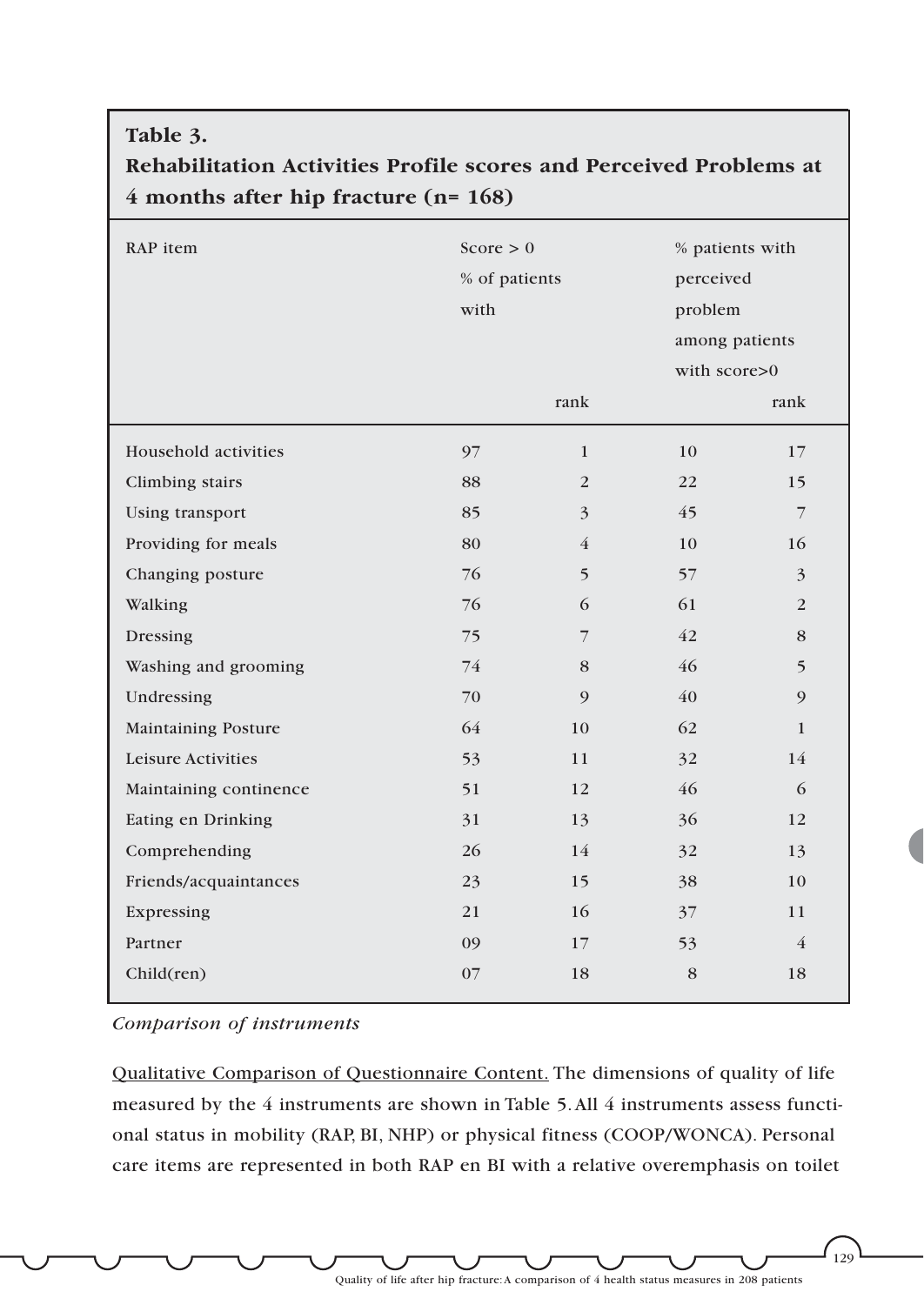**Table 3.**
**Rehabilitation Activities Profile scores and Perceived Problems at 4 months after hip fracture (n= 168)**

| RAP item | Score > 0 % of patients with | rank | % patients with perceived problem among patients with score>0 | rank |
|---|---|---|---|---|
| Household activities | 97 | 1 | 10 | 17 |
| Climbing stairs | 88 | 2 | 22 | 15 |
| Using transport | 85 | 3 | 45 | 7 |
| Providing for meals | 80 | 4 | 10 | 16 |
| Changing posture | 76 | 5 | 57 | 3 |
| Walking | 76 | 6 | 61 | 2 |
| Dressing | 75 | 7 | 42 | 8 |
| Washing and grooming | 74 | 8 | 46 | 5 |
| Undressing | 70 | 9 | 40 | 9 |
| Maintaining Posture | 64 | 10 | 62 | 1 |
| Leisure Activities | 53 | 11 | 32 | 14 |
| Maintaining continence | 51 | 12 | 46 | 6 |
| Eating en Drinking | 31 | 13 | 36 | 12 |
| Comprehending | 26 | 14 | 32 | 13 |
| Friends/acquaintances | 23 | 15 | 38 | 10 |
| Expressing | 21 | 16 | 37 | 11 |
| Partner | 09 | 17 | 53 | 4 |
| Child(ren) | 07 | 18 | 8 | 18 |

*Comparison of instruments*

Qualitative Comparison of Questionnaire Content. The dimensions of quality of life measured by the 4 instruments are shown in Table 5. All 4 instruments assess functional status in mobility (RAP, BI, NHP) or physical fitness (COOP/WONCA). Personal care items are represented in both RAP en BI with a relative overemphasis on toilet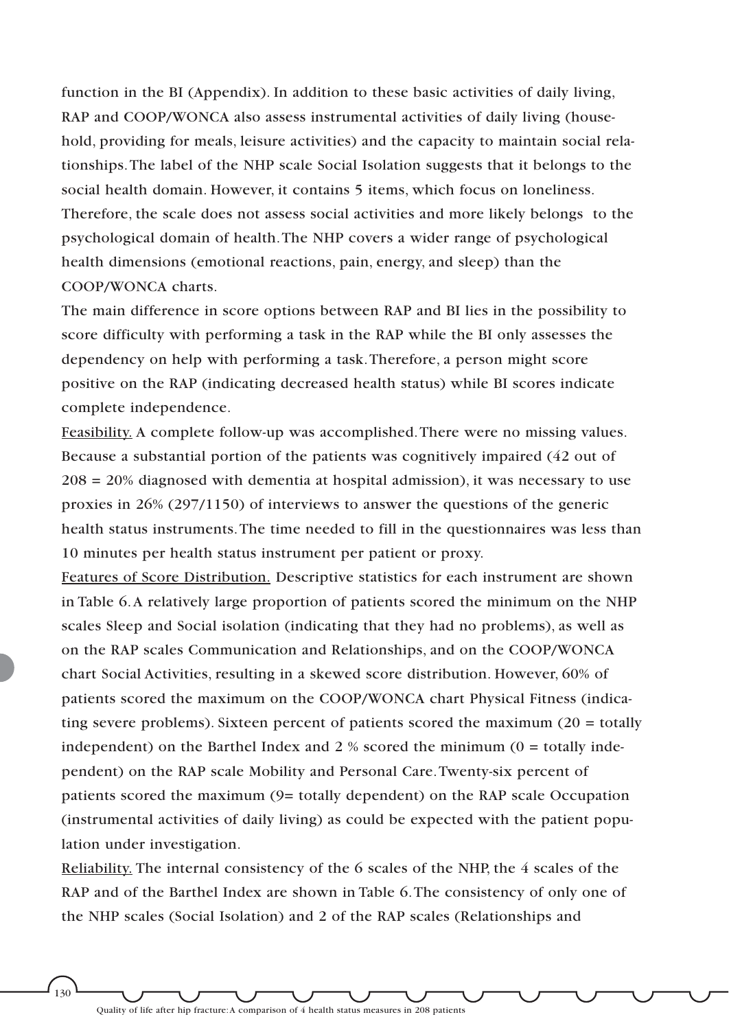function in the BI (Appendix). In addition to these basic activities of daily living, RAP and COOP/WONCA also assess instrumental activities of daily living (household, providing for meals, leisure activities) and the capacity to maintain social relationships. The label of the NHP scale Social Isolation suggests that it belongs to the social health domain. However, it contains 5 items, which focus on loneliness. Therefore, the scale does not assess social activities and more likely belongs to the psychological domain of health. The NHP covers a wider range of psychological health dimensions (emotional reactions, pain, energy, and sleep) than the COOP/WONCA charts.

The main difference in score options between RAP and BI lies in the possibility to score difficulty with performing a task in the RAP while the BI only assesses the dependency on help with performing a task. Therefore, a person might score positive on the RAP (indicating decreased health status) while BI scores indicate complete independence.

Feasibility. A complete follow-up was accomplished. There were no missing values. Because a substantial portion of the patients was cognitively impaired (42 out of 208 = 20% diagnosed with dementia at hospital admission), it was necessary to use proxies in 26% (297/1150) of interviews to answer the questions of the generic health status instruments. The time needed to fill in the questionnaires was less than 10 minutes per health status instrument per patient or proxy.

Features of Score Distribution. Descriptive statistics for each instrument are shown in Table 6. A relatively large proportion of patients scored the minimum on the NHP scales Sleep and Social isolation (indicating that they had no problems), as well as on the RAP scales Communication and Relationships, and on the COOP/WONCA chart Social Activities, resulting in a skewed score distribution. However, 60% of patients scored the maximum on the COOP/WONCA chart Physical Fitness (indicating severe problems). Sixteen percent of patients scored the maximum (20 = totally independent) on the Barthel Index and 2 % scored the minimum (0 = totally independent) on the RAP scale Mobility and Personal Care. Twenty-six percent of patients scored the maximum (9= totally dependent) on the RAP scale Occupation (instrumental activities of daily living) as could be expected with the patient population under investigation.

Reliability. The internal consistency of the 6 scales of the NHP, the 4 scales of the RAP and of the Barthel Index are shown in Table 6. The consistency of only one of the NHP scales (Social Isolation) and 2 of the RAP scales (Relationships and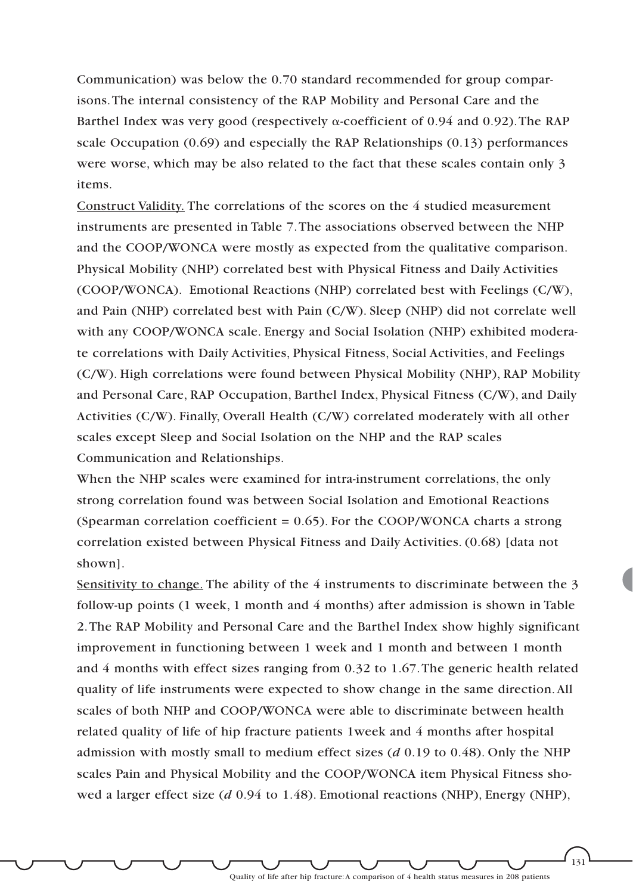Communication) was below the 0.70 standard recommended for group comparisons. The internal consistency of the RAP Mobility and Personal Care and the Barthel Index was very good (respectively $\alpha$-coefficient of 0.94 and 0.92). The RAP scale Occupation (0.69) and especially the RAP Relationships (0.13) performances were worse, which may be also related to the fact that these scales contain only 3 items.

Construct Validity. The correlations of the scores on the 4 studied measurement instruments are presented in Table 7. The associations observed between the NHP and the COOP/WONCA were mostly as expected from the qualitative comparison. Physical Mobility (NHP) correlated best with Physical Fitness and Daily Activities (COOP/WONCA). Emotional Reactions (NHP) correlated best with Feelings (C/W), and Pain (NHP) correlated best with Pain (C/W). Sleep (NHP) did not correlate well with any COOP/WONCA scale. Energy and Social Isolation (NHP) exhibited moderate correlations with Daily Activities, Physical Fitness, Social Activities, and Feelings (C/W). High correlations were found between Physical Mobility (NHP), RAP Mobility and Personal Care, RAP Occupation, Barthel Index, Physical Fitness (C/W), and Daily Activities (C/W). Finally, Overall Health (C/W) correlated moderately with all other scales except Sleep and Social Isolation on the NHP and the RAP scales Communication and Relationships.

When the NHP scales were examined for intra-instrument correlations, the only strong correlation found was between Social Isolation and Emotional Reactions (Spearman correlation coefficient = 0.65). For the COOP/WONCA charts a strong correlation existed between Physical Fitness and Daily Activities. (0.68) [data not shown].

Sensitivity to change. The ability of the 4 instruments to discriminate between the 3 follow-up points (1 week, 1 month and 4 months) after admission is shown in Table 2. The RAP Mobility and Personal Care and the Barthel Index show highly significant improvement in functioning between 1 week and 1 month and between 1 month and 4 months with effect sizes ranging from 0.32 to 1.67. The generic health related quality of life instruments were expected to show change in the same direction. All scales of both NHP and COOP/WONCA were able to discriminate between health related quality of life of hip fracture patients 1week and 4 months after hospital admission with mostly small to medium effect sizes ($d$ 0.19 to 0.48). Only the NHP scales Pain and Physical Mobility and the COOP/WONCA item Physical Fitness showed a larger effect size ($d$ 0.94 to 1.48). Emotional reactions (NHP), Energy (NHP),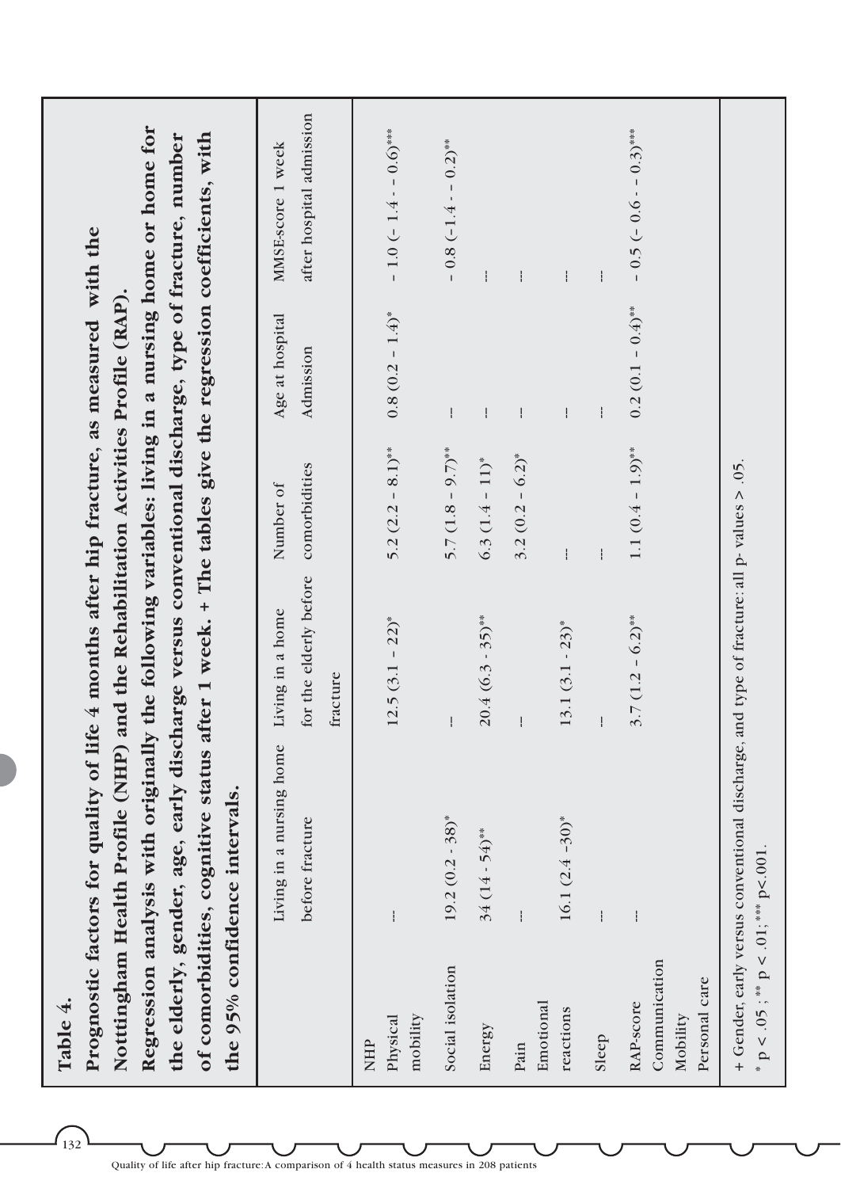**Table 4.**

**Prognostic factors for quality of life 4 months after hip fracture, as measured with the Nottingham Health Profile (NHP) and the Rehabilitation Activities Profile (RAP).**

**Regression analysis with originally the following variables: living in a nursing home or home for the elderly, gender, age, early discharge versus conventional discharge, type of fracture, number of comorbidities, cognitive status after 1 week. + The tables give the regression coefficients, with the 95% confidence intervals.**

| | Living in a nursing home before fracture | Living in a home for the elderly before fracture | Number of comorbidities | Age at hospital Admission | MMSE-score 1 week after hospital admission |
|---|---|---|---|---|---|
| NHP | | | | | |
| Physical mobility | -- | 12.5 (3.1 – 22)* | 5.2 (2.2 – 8.1)** | 0.8 (0.2 – 1.4)* | - 1.0 (– 1.4 - – 0.6)*** |
| Social isolation | 19.2 (0.2 - 38)* | -- | 5.7 (1.8 – 9.7)** | -- | - 0.8 (-1.4 - – 0.2)** |
| Energy | 34 (14 - 54)** | 20.4 (6.3 - 35)** | 6.3 (1.4 – 11)* | -- | -- |
| Pain | -- | -- | 3.2 (0.2 – 6.2)* | -- | -- |
| Emotional reactions | 16.1 (2.4 -30)* | 13.1 (3.1 - 23)* | -- | -- | -- |
| Sleep | -- | -- | -- | -- | -- |
| RAP-score Communication Mobility Personal care | -- | 3.7 (1.2 – 6.2)** | 1.1 (0.4 – 1.9)** | 0.2 (0.1 – 0.4)** | – 0.5 (– 0.6 - – 0.3)*** |

+ Gender, early versus conventional discharge, and type of fracture: all p- values > .05.
\* p < .05 ; ** p < .01; *** p<.001.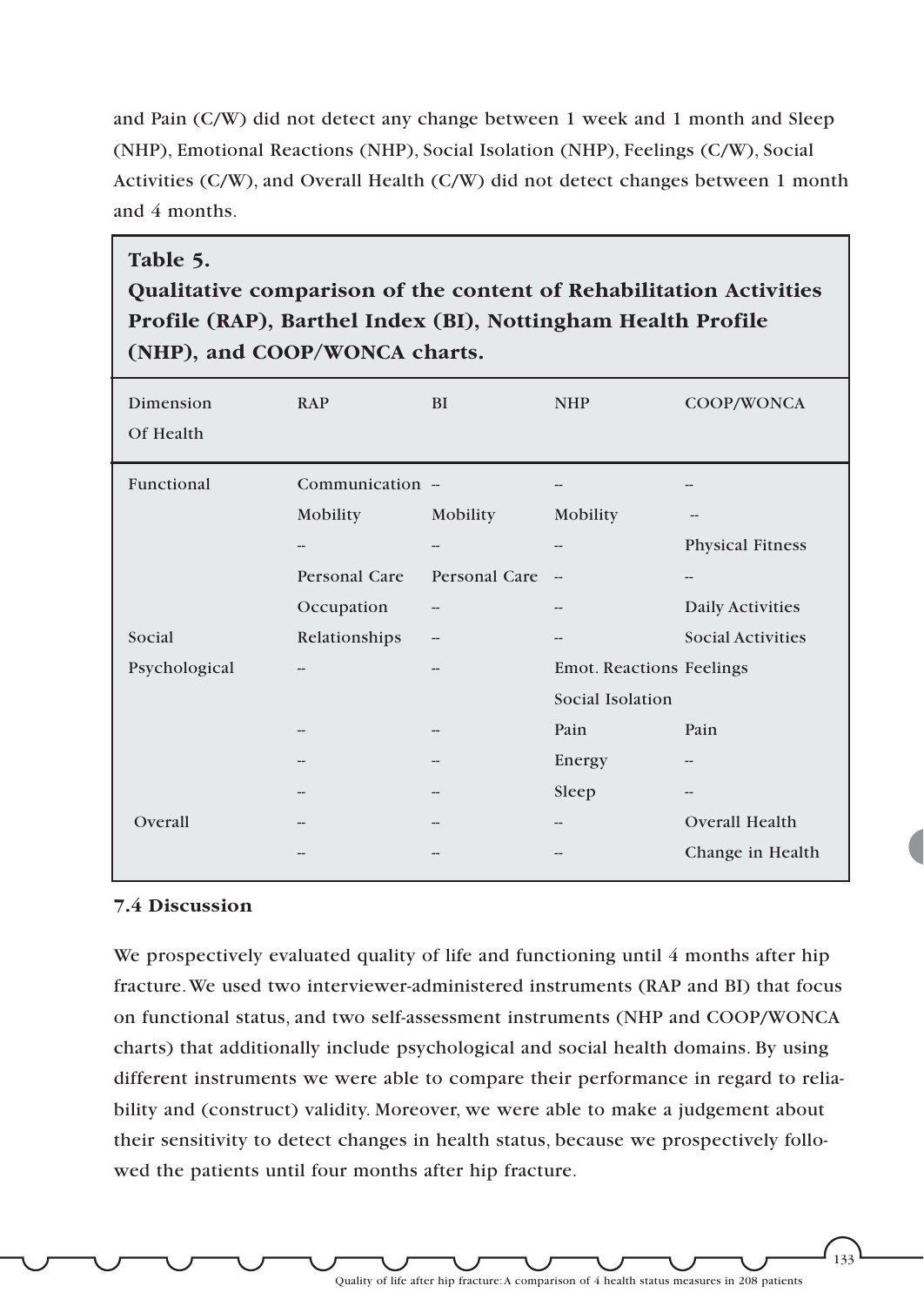and Pain (C/W) did not detect any change between 1 week and 1 month and Sleep (NHP), Emotional Reactions (NHP), Social Isolation (NHP), Feelings (C/W), Social Activities (C/W), and Overall Health (C/W) did not detect changes between 1 month and 4 months.

**Table 5.**
**Qualitative comparison of the content of Rehabilitation Activities Profile (RAP), Barthel Index (BI), Nottingham Health Profile (NHP), and COOP/WONCA charts.**

| Dimension Of Health | RAP | BI | NHP | COOP/WONCA |
| --- | --- | --- | --- | --- |
| Functional | Communication | -- | -- | -- |
| | Mobility | Mobility | Mobility | -- |
| | -- | -- | -- | Physical Fitness |
| | Personal Care | Personal Care | -- | -- |
| | Occupation | -- | -- | Daily Activities |
| Social | Relationships | -- | -- | Social Activities |
| Psychological | -- | -- | Emot. Reactions | Feelings |
| | | | Social Isolation | |
| | -- | -- | Pain | Pain |
| | -- | -- | Energy | -- |
| | -- | -- | Sleep | -- |
| Overall | -- | -- | -- | Overall Health |
| | -- | -- | -- | Change in Health |

### 7.4 Discussion

We prospectively evaluated quality of life and functioning until 4 months after hip fracture. We used two interviewer-administered instruments (RAP and BI) that focus on functional status, and two self-assessment instruments (NHP and COOP/WONCA charts) that additionally include psychological and social health domains. By using different instruments we were able to compare their performance in regard to reliability and (construct) validity. Moreover, we were able to make a judgement about their sensitivity to detect changes in health status, because we prospectively followed the patients until four months after hip fracture.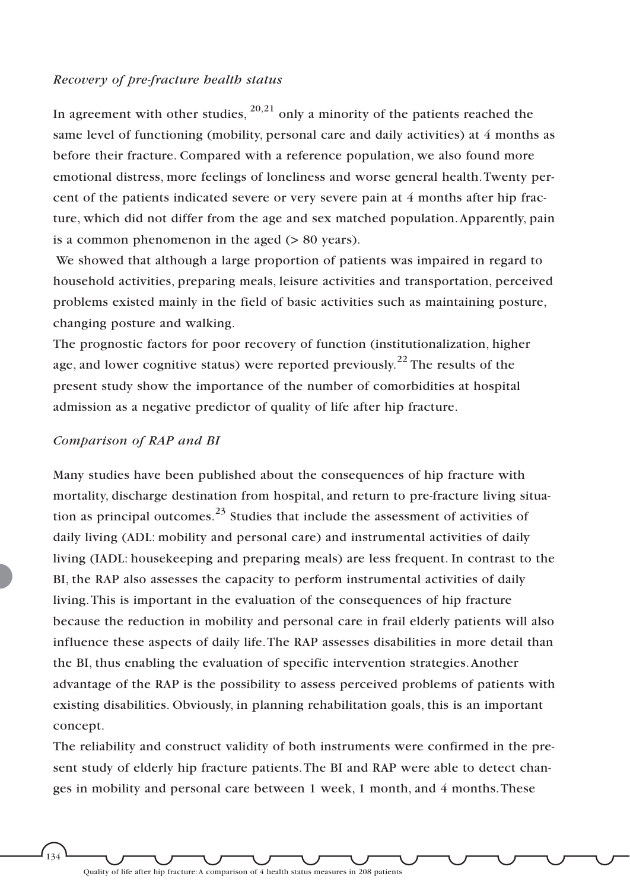*Recovery of pre-fracture health status*

In agreement with other studies, [20,21] only a minority of the patients reached the same level of functioning (mobility, personal care and daily activities) at 4 months as before their fracture. Compared with a reference population, we also found more emotional distress, more feelings of loneliness and worse general health. Twenty percent of the patients indicated severe or very severe pain at 4 months after hip fracture, which did not differ from the age and sex matched population. Apparently, pain is a common phenomenon in the aged (> 80 years).

We showed that although a large proportion of patients was impaired in regard to household activities, preparing meals, leisure activities and transportation, perceived problems existed mainly in the field of basic activities such as maintaining posture, changing posture and walking.

The prognostic factors for poor recovery of function (institutionalization, higher age, and lower cognitive status) were reported previously.[22] The results of the present study show the importance of the number of comorbidities at hospital admission as a negative predictor of quality of life after hip fracture.

*Comparison of RAP and BI*

Many studies have been published about the consequences of hip fracture with mortality, discharge destination from hospital, and return to pre-fracture living situation as principal outcomes.[23] Studies that include the assessment of activities of daily living (ADL: mobility and personal care) and instrumental activities of daily living (IADL: housekeeping and preparing meals) are less frequent. In contrast to the BI, the RAP also assesses the capacity to perform instrumental activities of daily living. This is important in the evaluation of the consequences of hip fracture because the reduction in mobility and personal care in frail elderly patients will also influence these aspects of daily life. The RAP assesses disabilities in more detail than the BI, thus enabling the evaluation of specific intervention strategies. Another advantage of the RAP is the possibility to assess perceived problems of patients with existing disabilities. Obviously, in planning rehabilitation goals, this is an important concept.

The reliability and construct validity of both instruments were confirmed in the present study of elderly hip fracture patients. The BI and RAP were able to detect changes in mobility and personal care between 1 week, 1 month, and 4 months. These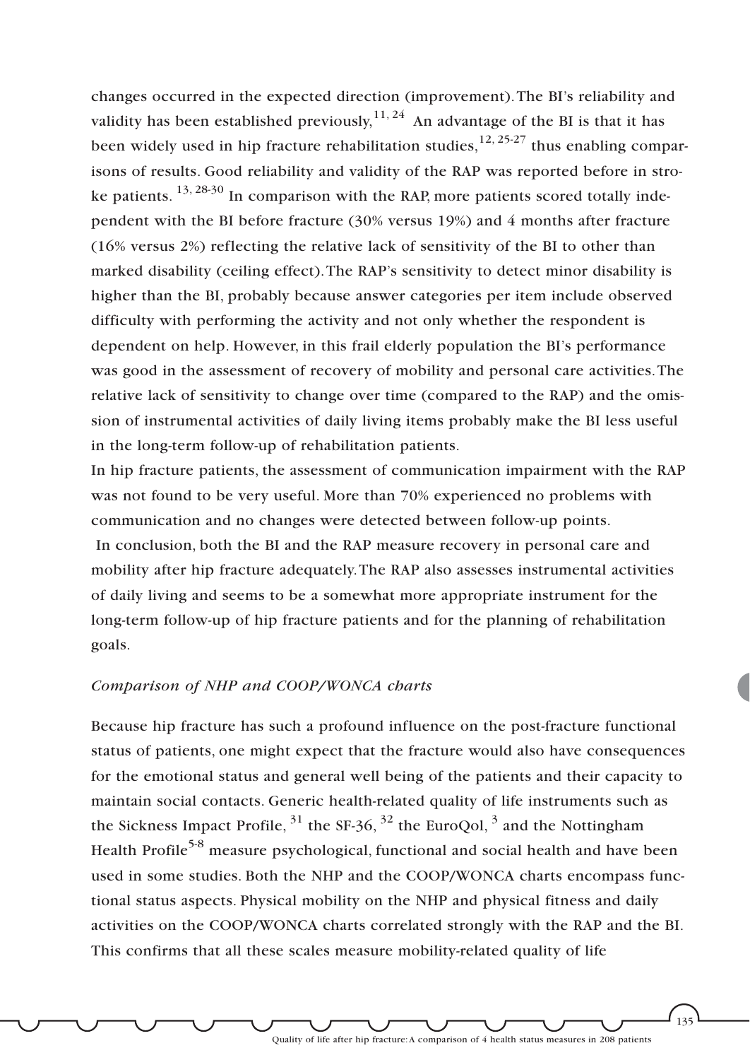changes occurred in the expected direction (improvement). The BI's reliability and validity has been established previously,[11, 24] An advantage of the BI is that it has been widely used in hip fracture rehabilitation studies,[12, 25-27] thus enabling comparisons of results. Good reliability and validity of the RAP was reported before in stroke patients. [13, 28-30] In comparison with the RAP, more patients scored totally independent with the BI before fracture (30% versus 19%) and 4 months after fracture (16% versus 2%) reflecting the relative lack of sensitivity of the BI to other than marked disability (ceiling effect). The RAP's sensitivity to detect minor disability is higher than the BI, probably because answer categories per item include observed difficulty with performing the activity and not only whether the respondent is dependent on help. However, in this frail elderly population the BI's performance was good in the assessment of recovery of mobility and personal care activities. The relative lack of sensitivity to change over time (compared to the RAP) and the omission of instrumental activities of daily living items probably make the BI less useful in the long-term follow-up of rehabilitation patients.

In hip fracture patients, the assessment of communication impairment with the RAP was not found to be very useful. More than 70% experienced no problems with communication and no changes were detected between follow-up points.

In conclusion, both the BI and the RAP measure recovery in personal care and mobility after hip fracture adequately. The RAP also assesses instrumental activities of daily living and seems to be a somewhat more appropriate instrument for the long-term follow-up of hip fracture patients and for the planning of rehabilitation goals.

*Comparison of NHP and COOP/WONCA charts*

Because hip fracture has such a profound influence on the post-fracture functional status of patients, one might expect that the fracture would also have consequences for the emotional status and general well being of the patients and their capacity to maintain social contacts. Generic health-related quality of life instruments such as the Sickness Impact Profile, [31] the SF-36, [32] the EuroQol, [3] and the Nottingham Health Profile[5-8] measure psychological, functional and social health and have been used in some studies. Both the NHP and the COOP/WONCA charts encompass functional status aspects. Physical mobility on the NHP and physical fitness and daily activities on the COOP/WONCA charts correlated strongly with the RAP and the BI. This confirms that all these scales measure mobility-related quality of life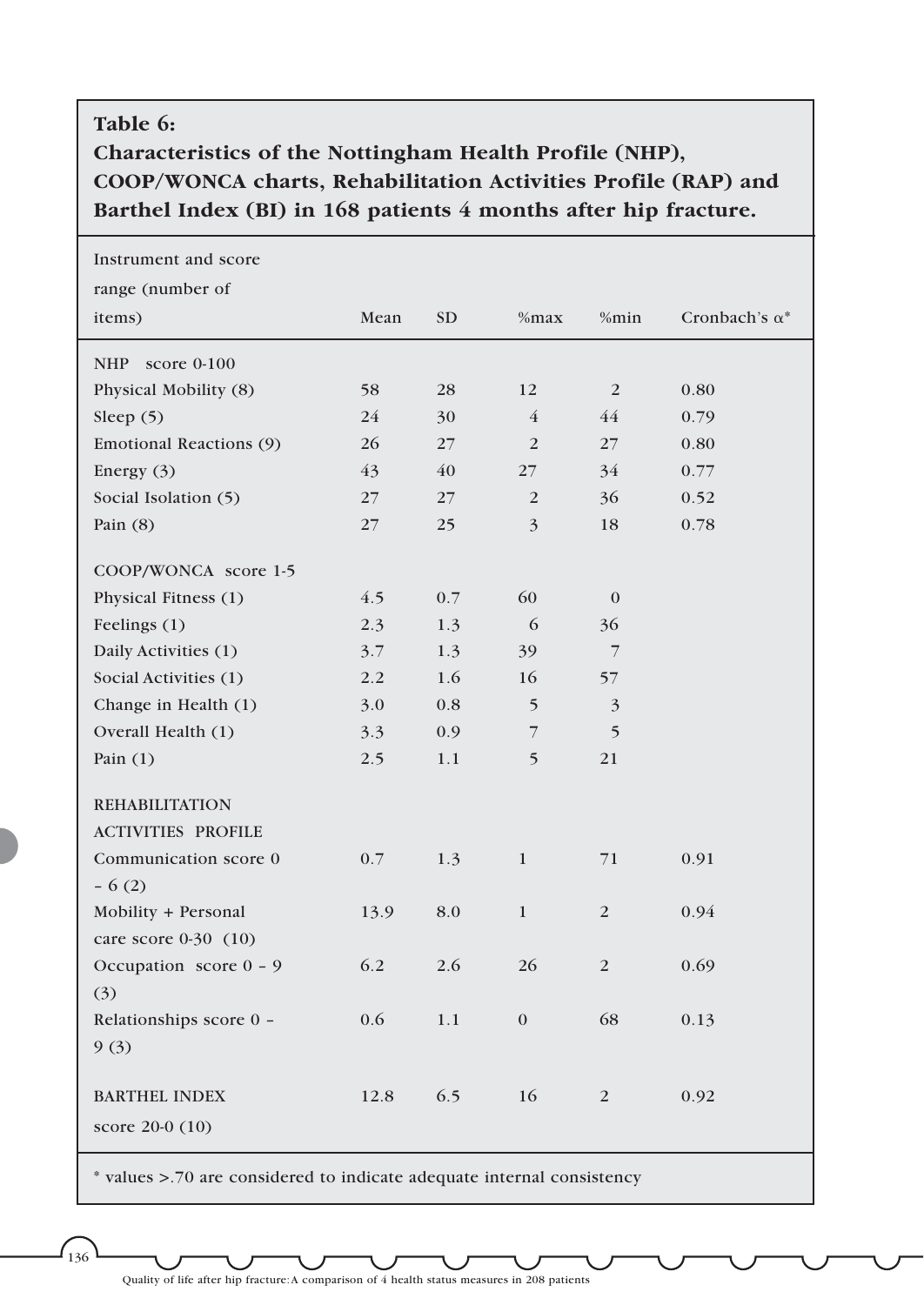**Table 6:**
**Characteristics of the Nottingham Health Profile (NHP), COOP/WONCA charts, Rehabilitation Activities Profile (RAP) and Barthel Index (BI) in 168 patients 4 months after hip fracture.**

| Instrument and score range (number of items) | Mean | SD | %max | %min | Cronbach's α* |
|---|---|---|---|---|---|
| NHP score 0-100 | | | | | |
| Physical Mobility (8) | 58 | 28 | 12 | 2 | 0.80 |
| Sleep (5) | 24 | 30 | 4 | 44 | 0.79 |
| Emotional Reactions (9) | 26 | 27 | 2 | 27 | 0.80 |
| Energy (3) | 43 | 40 | 27 | 34 | 0.77 |
| Social Isolation (5) | 27 | 27 | 2 | 36 | 0.52 |
| Pain (8) | 27 | 25 | 3 | 18 | 0.78 |
| COOP/WONCA score 1-5 | | | | | |
| Physical Fitness (1) | 4.5 | 0.7 | 60 | 0 | |
| Feelings (1) | 2.3 | 1.3 | 6 | 36 | |
| Daily Activities (1) | 3.7 | 1.3 | 39 | 7 | |
| Social Activities (1) | 2.2 | 1.6 | 16 | 57 | |
| Change in Health (1) | 3.0 | 0.8 | 5 | 3 | |
| Overall Health (1) | 3.3 | 0.9 | 7 | 5 | |
| Pain (1) | 2.5 | 1.1 | 5 | 21 | |
| REHABILITATION ACTIVITIES PROFILE | | | | | |
| Communication score 0 – 6 (2) | 0.7 | 1.3 | 1 | 71 | 0.91 |
| Mobility + Personal care score 0-30 (10) | 13.9 | 8.0 | 1 | 2 | 0.94 |
| Occupation score 0 – 9 (3) | 6.2 | 2.6 | 26 | 2 | 0.69 |
| Relationships score 0 – 9 (3) | 0.6 | 1.1 | 0 | 68 | 0.13 |
| BARTHEL INDEX score 20-0 (10) | 12.8 | 6.5 | 16 | 2 | 0.92 |

* values >.70 are considered to indicate adequate internal consistency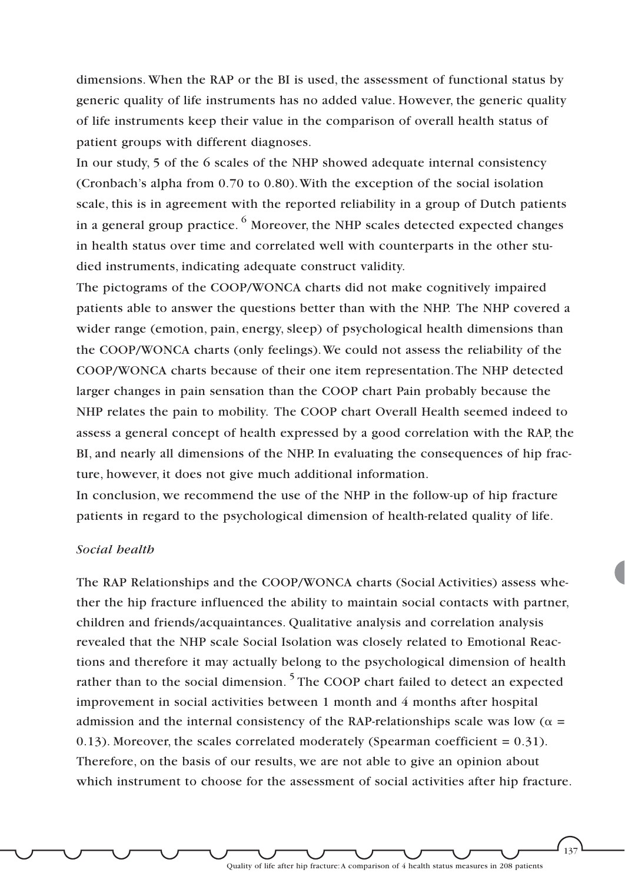dimensions. When the RAP or the BI is used, the assessment of functional status by generic quality of life instruments has no added value. However, the generic quality of life instruments keep their value in the comparison of overall health status of patient groups with different diagnoses.

In our study, 5 of the 6 scales of the NHP showed adequate internal consistency (Cronbach's alpha from 0.70 to 0.80). With the exception of the social isolation scale, this is in agreement with the reported reliability in a group of Dutch patients in a general group practice. [6] Moreover, the NHP scales detected expected changes in health status over time and correlated well with counterparts in the other studied instruments, indicating adequate construct validity.

The pictograms of the COOP/WONCA charts did not make cognitively impaired patients able to answer the questions better than with the NHP. The NHP covered a wider range (emotion, pain, energy, sleep) of psychological health dimensions than the COOP/WONCA charts (only feelings). We could not assess the reliability of the COOP/WONCA charts because of their one item representation. The NHP detected larger changes in pain sensation than the COOP chart Pain probably because the NHP relates the pain to mobility. The COOP chart Overall Health seemed indeed to assess a general concept of health expressed by a good correlation with the RAP, the BI, and nearly all dimensions of the NHP. In evaluating the consequences of hip fracture, however, it does not give much additional information.

In conclusion, we recommend the use of the NHP in the follow-up of hip fracture patients in regard to the psychological dimension of health-related quality of life.

*Social health*

The RAP Relationships and the COOP/WONCA charts (Social Activities) assess whether the hip fracture influenced the ability to maintain social contacts with partner, children and friends/acquaintances. Qualitative analysis and correlation analysis revealed that the NHP scale Social Isolation was closely related to Emotional Reactions and therefore it may actually belong to the psychological dimension of health rather than to the social dimension. [5] The COOP chart failed to detect an expected improvement in social activities between 1 month and 4 months after hospital admission and the internal consistency of the RAP-relationships scale was low ($\alpha$ = 0.13). Moreover, the scales correlated moderately (Spearman coefficient = 0.31). Therefore, on the basis of our results, we are not able to give an opinion about which instrument to choose for the assessment of social activities after hip fracture.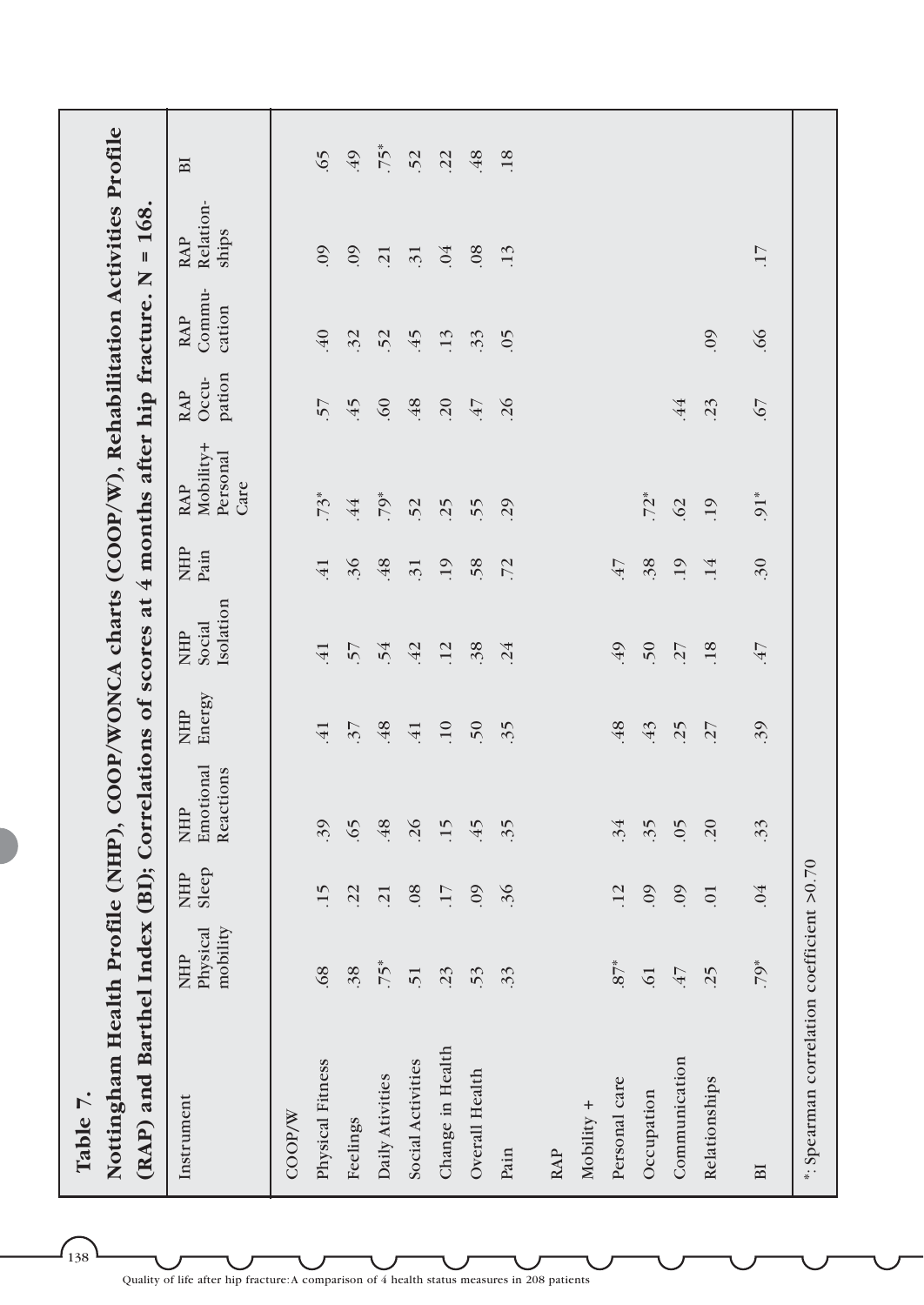**Table 7.**

**Nottingham Health Profile (NHP), COOP/WONCA charts (COOP/W), Rehabilitation Activities Profile (RAP) and Barthel Index (BI); Correlations of scores at 4 months after hip fracture. N = 168.**

| Instrument | NHP Physical mobility | NHP Sleep | NHP Emotional Reactions | NHP Energy | NHP Social Isolation | NHP Pain | RAP Mobility+ Personal Care | RAP Occu-pation | RAP Commu-cation | RAP Relation-ships | BI |
|---|---|---|---|---|---|---|---|---|---|---|---|
| COOP/W | | | | | | | | | | | |
| Physical Fitness | .68 | .15 | .39 | .41 | .41 | .41 | .73* | .57 | .40 | .09 | .65 |
| Feelings | .38 | .22 | .65 | .37 | .57 | .36 | .44 | .45 | .32 | .09 | .49 |
| Daily Ativities | .75* | .21 | .48 | .48 | .54 | .48 | .79* | .60 | .52 | .21 | .75* |
| Social Activities | .51 | .08 | .26 | .41 | .42 | .31 | .52 | .48 | .45 | .31 | .52 |
| Change in Health | .23 | .17 | .15 | .10 | .12 | .19 | .25 | .20 | .13 | .04 | .22 |
| Overall Health | .53 | .09 | .45 | .50 | .38 | .58 | .55 | .47 | .33 | .08 | .48 |
| Pain | .33 | .36 | .35 | .35 | .24 | .72 | .29 | .26 | .05 | .13 | .18 |
| RAP | | | | | | | | | | | |
| Mobility + Personal care | .87* | .12 | .34 | .48 | .49 | .47 | | | | | |
| Occupation | .61 | .09 | .35 | .43 | .50 | .38 | .72* | | | | |
| Communication | .47 | .09 | .05 | .25 | .27 | .19 | .62 | .44 | | | |
| Relationships | .25 | .01 | .20 | .27 | .18 | .14 | .19 | .23 | .09 | | |
| BI | .79* | .04 | .33 | .39 | .47 | .30 | .91* | .67 | .66 | .17 | |

*: Spearman correlation coefficient >0.70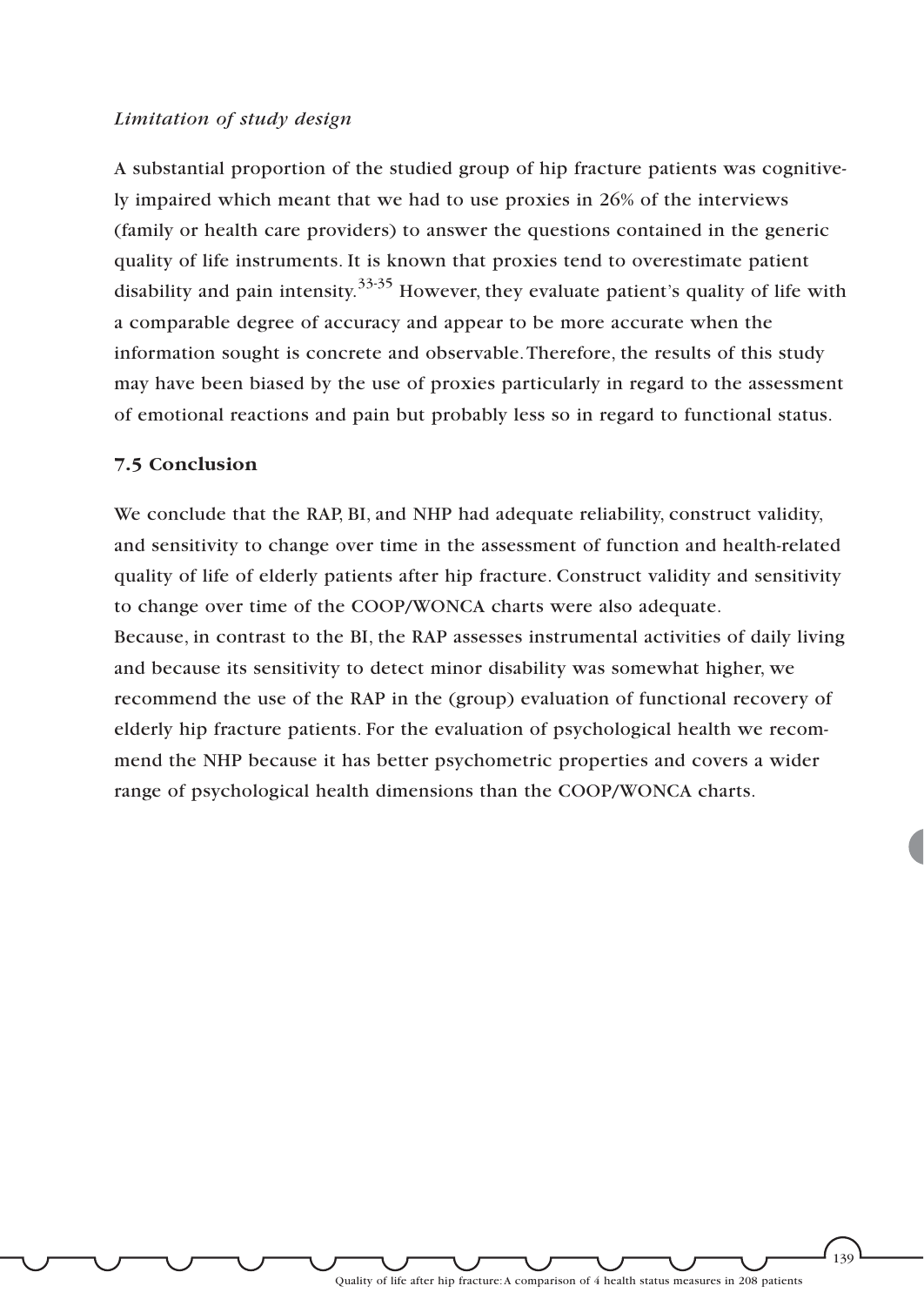*Limitation of study design*

A substantial proportion of the studied group of hip fracture patients was cognitively impaired which meant that we had to use proxies in 26% of the interviews (family or health care providers) to answer the questions contained in the generic quality of life instruments. It is known that proxies tend to overestimate patient disability and pain intensity.[33-35] However, they evaluate patient's quality of life with a comparable degree of accuracy and appear to be more accurate when the information sought is concrete and observable. Therefore, the results of this study may have been biased by the use of proxies particularly in regard to the assessment of emotional reactions and pain but probably less so in regard to functional status.

## 7.5 Conclusion

We conclude that the RAP, BI, and NHP had adequate reliability, construct validity, and sensitivity to change over time in the assessment of function and health-related quality of life of elderly patients after hip fracture. Construct validity and sensitivity to change over time of the COOP/WONCA charts were also adequate.
Because, in contrast to the BI, the RAP assesses instrumental activities of daily living and because its sensitivity to detect minor disability was somewhat higher, we recommend the use of the RAP in the (group) evaluation of functional recovery of elderly hip fracture patients. For the evaluation of psychological health we recommend the NHP because it has better psychometric properties and covers a wider range of psychological health dimensions than the COOP/WONCA charts.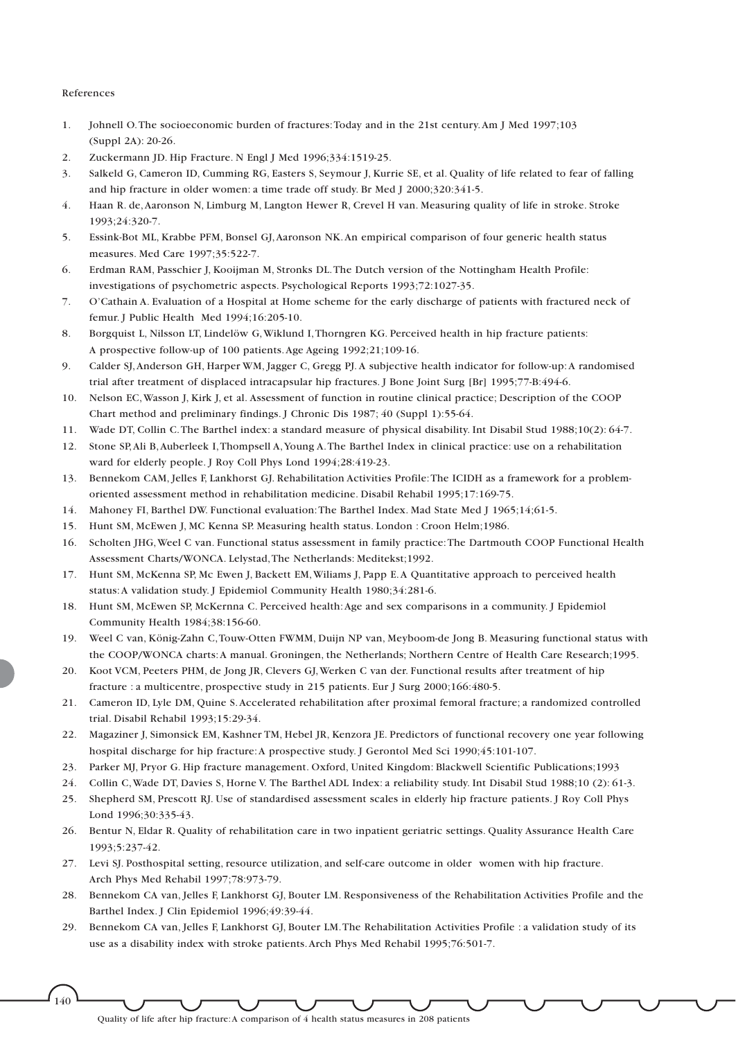References

1. Johnell O. The socioeconomic burden of fractures: Today and in the 21st century. Am J Med 1997;103 (Suppl 2A): 20-26.
2. Zuckermann JD. Hip Fracture. N Engl J Med 1996;334:1519-25.
3. Salkeld G, Cameron ID, Cumming RG, Easters S, Seymour J, Kurrie SE, et al. Quality of life related to fear of falling and hip fracture in older women: a time trade off study. Br Med J 2000;320:341-5.
4. Haan R. de, Aaronson N, Limburg M, Langton Hewer R, Crevel H van. Measuring quality of life in stroke. Stroke 1993;24:320-7.
5. Essink-Bot ML, Krabbe PFM, Bonsel GJ, Aaronson NK. An empirical comparison of four generic health status measures. Med Care 1997;35:522-7.
6. Erdman RAM, Passchier J, Kooijman M, Stronks DL. The Dutch version of the Nottingham Health Profile: investigations of psychometric aspects. Psychological Reports 1993;72:1027-35.
7. O'Cathain A. Evaluation of a Hospital at Home scheme for the early discharge of patients with fractured neck of femur. J Public Health Med 1994;16:205-10.
8. Borgquist L, Nilsson LT, Lindelöw G, Wiklund I, Thorngren KG. Perceived health in hip fracture patients: A prospective follow-up of 100 patients. Age Ageing 1992;21;109-16.
9. Calder SJ, Anderson GH, Harper WM, Jagger C, Gregg PJ. A subjective health indicator for follow-up: A randomised trial after treatment of displaced intracapsular hip fractures. J Bone Joint Surg [Br] 1995;77-B:494-6.
10. Nelson EC, Wasson J, Kirk J, et al. Assessment of function in routine clinical practice; Description of the COOP Chart method and preliminary findings. J Chronic Dis 1987; 40 (Suppl 1):55-64.
11. Wade DT, Collin C. The Barthel index: a standard measure of physical disability. Int Disabil Stud 1988;10(2): 64-7.
12. Stone SP, Ali B, Auberleek I, Thompsell A, Young A. The Barthel Index in clinical practice: use on a rehabilitation ward for elderly people. J Roy Coll Phys Lond 1994;28:419-23.
13. Bennekom CAM, Jelles F, Lankhorst GJ. Rehabilitation Activities Profile: The ICIDH as a framework for a problem-oriented assessment method in rehabilitation medicine. Disabil Rehabil 1995;17:169-75.
14. Mahoney FI, Barthel DW. Functional evaluation: The Barthel Index. Mad State Med J 1965;14;61-5.
15. Hunt SM, McEwen J, MC Kenna SP. Measuring health status. London : Croon Helm;1986.
16. Scholten JHG, Weel C van. Functional status assessment in family practice: The Dartmouth COOP Functional Health Assessment Charts/WONCA. Lelystad, The Netherlands: Meditekst;1992.
17. Hunt SM, McKenna SP, Mc Ewen J, Backett EM, Wiliams J, Papp E. A Quantitative approach to perceived health status: A validation study. J Epidemiol Community Health 1980;34:281-6.
18. Hunt SM, McEwen SP, McKernna C. Perceived health: Age and sex comparisons in a community. J Epidemiol Community Health 1984;38:156-60.
19. Weel C van, König-Zahn C, Touw-Otten FWMM, Duijn NP van, Meyboom-de Jong B. Measuring functional status with the COOP/WONCA charts: A manual. Groningen, the Netherlands; Northern Centre of Health Care Research;1995.
20. Koot VCM, Peeters PHM, de Jong JR, Clevers GJ, Werken C van der. Functional results after treatment of hip fracture : a multicentre, prospective study in 215 patients. Eur J Surg 2000;166:480-5.
21. Cameron ID, Lyle DM, Quine S. Accelerated rehabilitation after proximal femoral fracture; a randomized controlled trial. Disabil Rehabil 1993;15:29-34.
22. Magaziner J, Simonsick EM, Kashner TM, Hebel JR, Kenzora JE. Predictors of functional recovery one year following hospital discharge for hip fracture: A prospective study. J Gerontol Med Sci 1990;45:101-107.
23. Parker MJ, Pryor G. Hip fracture management. Oxford, United Kingdom: Blackwell Scientific Publications;1993
24. Collin C, Wade DT, Davies S, Horne V. The Barthel ADL Index: a reliability study. Int Disabil Stud 1988;10 (2): 61-3.
25. Shepherd SM, Prescott RJ. Use of standardised assessment scales in elderly hip fracture patients. J Roy Coll Phys Lond 1996;30:335-43.
26. Bentur N, Eldar R. Quality of rehabilitation care in two inpatient geriatric settings. Quality Assurance Health Care 1993;5:237-42.
27. Levi SJ. Posthospital setting, resource utilization, and self-care outcome in older women with hip fracture. Arch Phys Med Rehabil 1997;78:973-79.
28. Bennekom CA van, Jelles F, Lankhorst GJ, Bouter LM. Responsiveness of the Rehabilitation Activities Profile and the Barthel Index. J Clin Epidemiol 1996;49:39-44.
29. Bennekom CA van, Jelles F, Lankhorst GJ, Bouter LM. The Rehabilitation Activities Profile : a validation study of its use as a disability index with stroke patients. Arch Phys Med Rehabil 1995;76:501-7.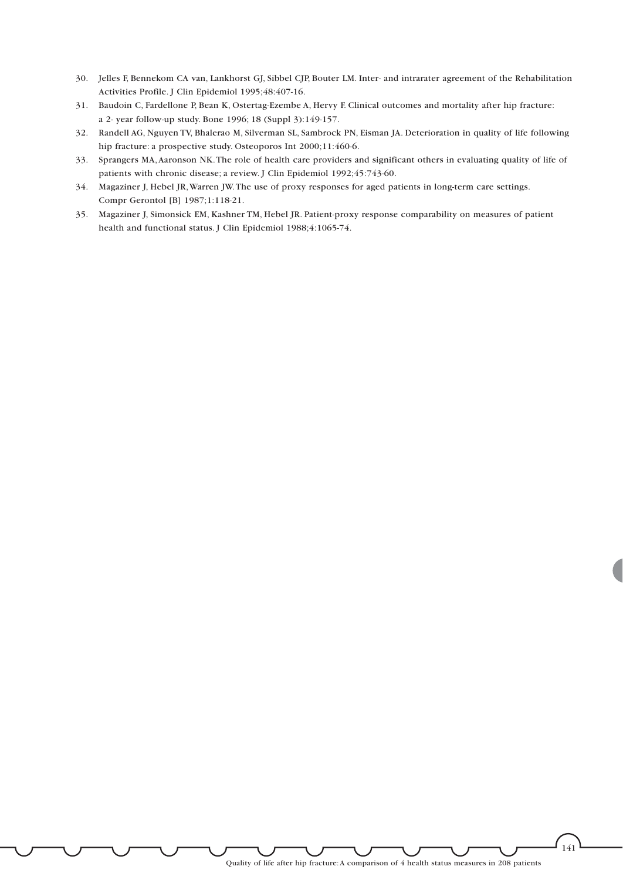30. Jelles F, Bennekom CA van, Lankhorst GJ, Sibbel CJP, Bouter LM. Inter- and intrarater agreement of the Rehabilitation Activities Profile. J Clin Epidemiol 1995;48:407-16.
31. Baudoin C, Fardellone P, Bean K, Ostertag-Ezembe A, Hervy F. Clinical outcomes and mortality after hip fracture: a 2- year follow-up study. Bone 1996; 18 (Suppl 3):149-157.
32. Randell AG, Nguyen TV, Bhalerao M, Silverman SL, Sambrock PN, Eisman JA. Deterioration in quality of life following hip fracture: a prospective study. Osteoporos Int 2000;11:460-6.
33. Sprangers MA, Aaronson NK. The role of health care providers and significant others in evaluating quality of life of patients with chronic disease; a review. J Clin Epidemiol 1992;45:743-60.
34. Magaziner J, Hebel JR, Warren JW. The use of proxy responses for aged patients in long-term care settings. Compr Gerontol [B] 1987;1:118-21.
35. Magaziner J, Simonsick EM, Kashner TM, Hebel JR. Patient-proxy response comparability on measures of patient health and functional status. J Clin Epidemiol 1988;4:1065-74.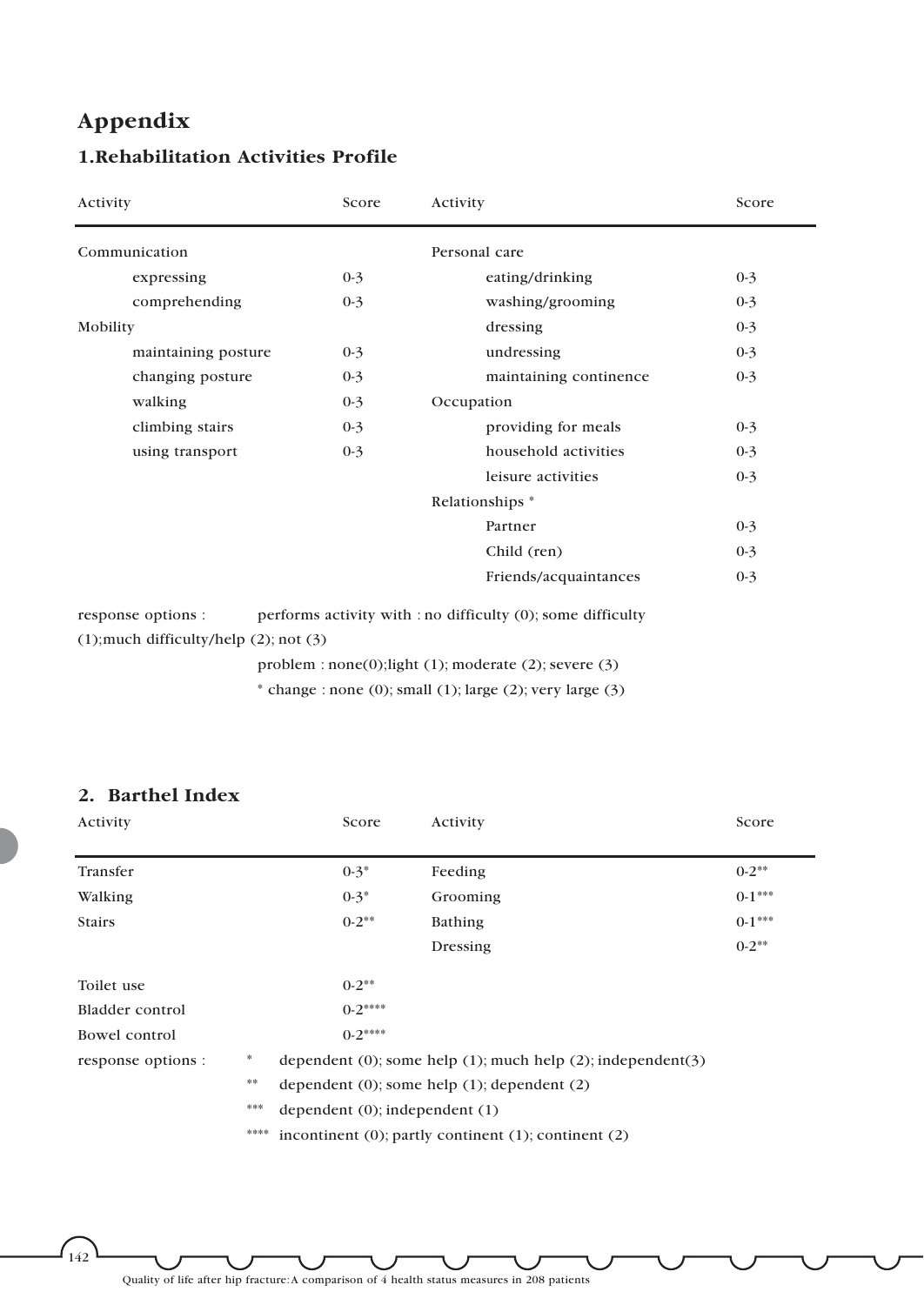# Appendix

## 1.Rehabilitation Activities Profile

| Activity | Score | Activity | Score |
|---|---|---|---|
| Communication | | Personal care | |
| expressing | 0-3 | eating/drinking | 0-3 |
| comprehending | 0-3 | washing/grooming | 0-3 |
| Mobility | | dressing | 0-3 |
| maintaining posture | 0-3 | undressing | 0-3 |
| changing posture | 0-3 | maintaining continence | 0-3 |
| walking | 0-3 | Occupation | |
| climbing stairs | 0-3 | providing for meals | 0-3 |
| using transport | 0-3 | household activities | 0-3 |
| | | leisure activities | 0-3 |
| | | Relationships * | |
| | | Partner | 0-3 |
| | | Child (ren) | 0-3 |
| | | Friends/acquaintances | 0-3 |

response options : performs activity with : no difficulty (0); some difficulty (1);much difficulty/help (2); not (3)

problem : none(0);light (1); moderate (2); severe (3)

* change : none (0); small (1); large (2); very large (3)

## 2. Barthel Index

| Activity | Score | Activity | Score |
|---|---|---|---|
| Transfer | 0-3* | Feeding | 0-2** |
| Walking | 0-3* | Grooming | 0-1*** |
| Stairs | 0-2** | Bathing | 0-1*** |
| | | Dressing | 0-2** |
| Toilet use | 0-2** | | |
| Bladder control | 0-2**** | | |
| Bowel control | 0-2**** | | |

response options :
- * dependent (0); some help (1); much help (2); independent(3)
- ** dependent (0); some help (1); dependent (2)
- *** dependent (0); independent (1)
- **** incontinent (0); partly continent (1); continent (2)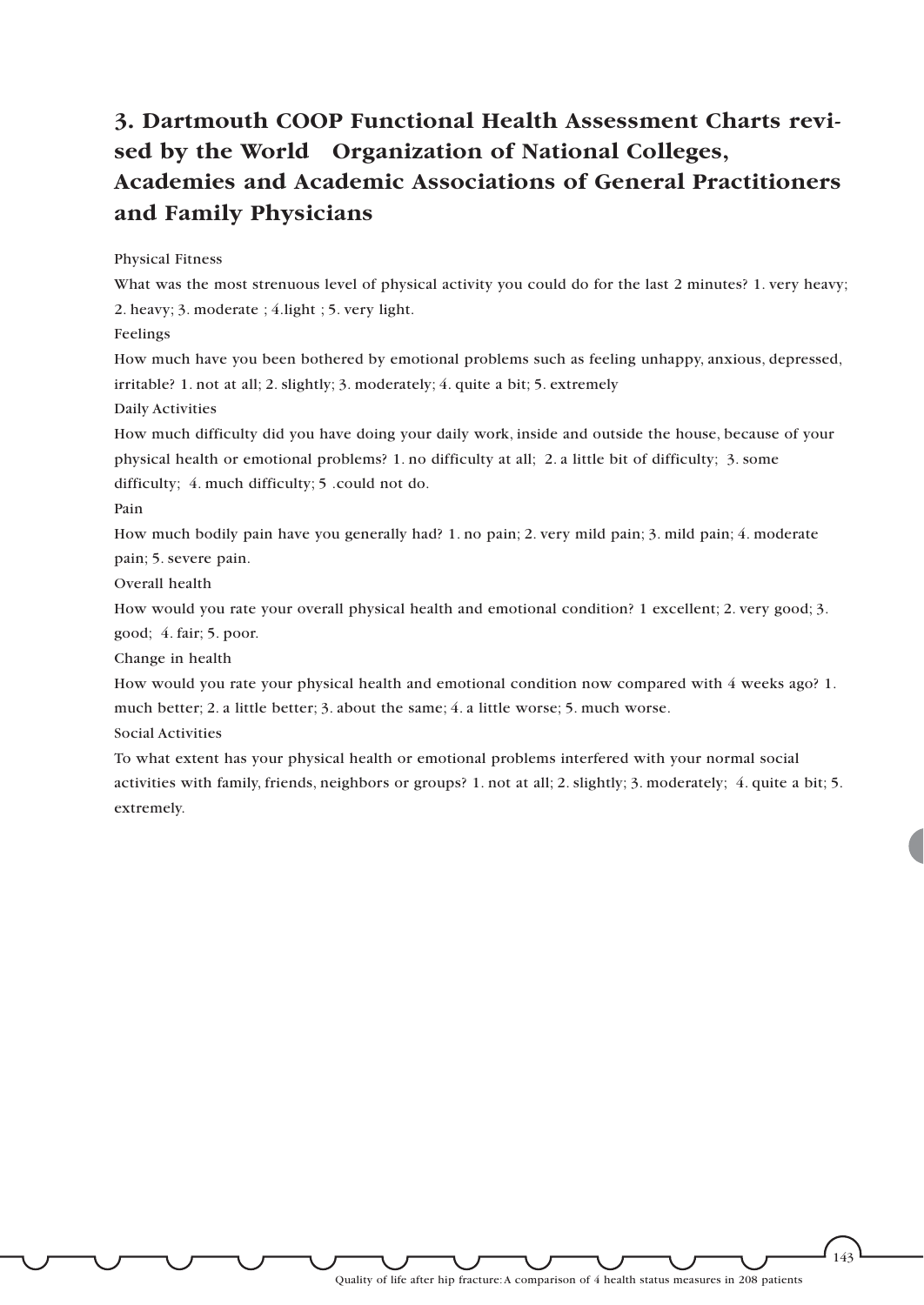## 3. Dartmouth COOP Functional Health Assessment Charts revised by the World Organization of National Colleges, Academies and Academic Associations of General Practitioners and Family Physicians

Physical Fitness

What was the most strenuous level of physical activity you could do for the last 2 minutes? 1. very heavy; 2. heavy; 3. moderate ; 4.light ; 5. very light.

Feelings

How much have you been bothered by emotional problems such as feeling unhappy, anxious, depressed, irritable? 1. not at all; 2. slightly; 3. moderately; 4. quite a bit; 5. extremely

Daily Activities

How much difficulty did you have doing your daily work, inside and outside the house, because of your physical health or emotional problems? 1. no difficulty at all; 2. a little bit of difficulty; 3. some difficulty; 4. much difficulty; 5 .could not do.

Pain

How much bodily pain have you generally had? 1. no pain; 2. very mild pain; 3. mild pain; 4. moderate pain; 5. severe pain.

Overall health

How would you rate your overall physical health and emotional condition? 1 excellent; 2. very good; 3. good; 4. fair; 5. poor.

Change in health

How would you rate your physical health and emotional condition now compared with 4 weeks ago? 1. much better; 2. a little better; 3. about the same; 4. a little worse; 5. much worse.

Social Activities

To what extent has your physical health or emotional problems interfered with your normal social activities with family, friends, neighbors or groups? 1. not at all; 2. slightly; 3. moderately; 4. quite a bit; 5. extremely.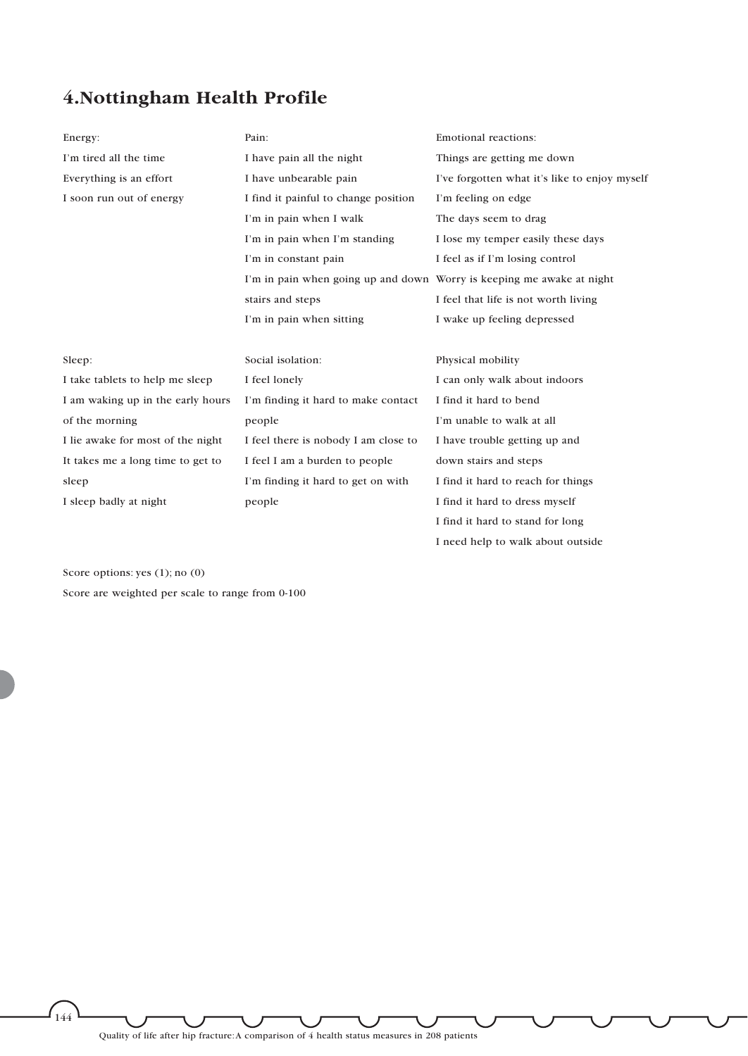## 4.Nottingham Health Profile

Energy:

I'm tired all the time

Everything is an effort

I soon run out of energy

Pain:

I have pain all the night

I have unbearable pain

I find it painful to change position

I'm in pain when I walk

I'm in pain when I'm standing

I'm in constant pain

I'm in pain when going up and down stairs and steps

I'm in pain when sitting

Emotional reactions:

Things are getting me down

I've forgotten what it's like to enjoy myself

I'm feeling on edge

The days seem to drag

I lose my temper easily these days

I feel as if I'm losing control

Worry is keeping me awake at night

I feel that life is not worth living

I wake up feeling depressed

Sleep:

I take tablets to help me sleep

I am waking up in the early hours of the morning

I lie awake for most of the night

It takes me a long time to get to sleep

I sleep badly at night

Social isolation:

I feel lonely

I'm finding it hard to make contact people

I feel there is nobody I am close to

I feel I am a burden to people

I'm finding it hard to get on with people

Physical mobility

I can only walk about indoors

I find it hard to bend

I'm unable to walk at all

I have trouble getting up and down stairs and steps

I find it hard to reach for things

I find it hard to dress myself

I find it hard to stand for long

I need help to walk about outside

Score options: yes (1); no (0)

Score are weighted per scale to range from 0-100